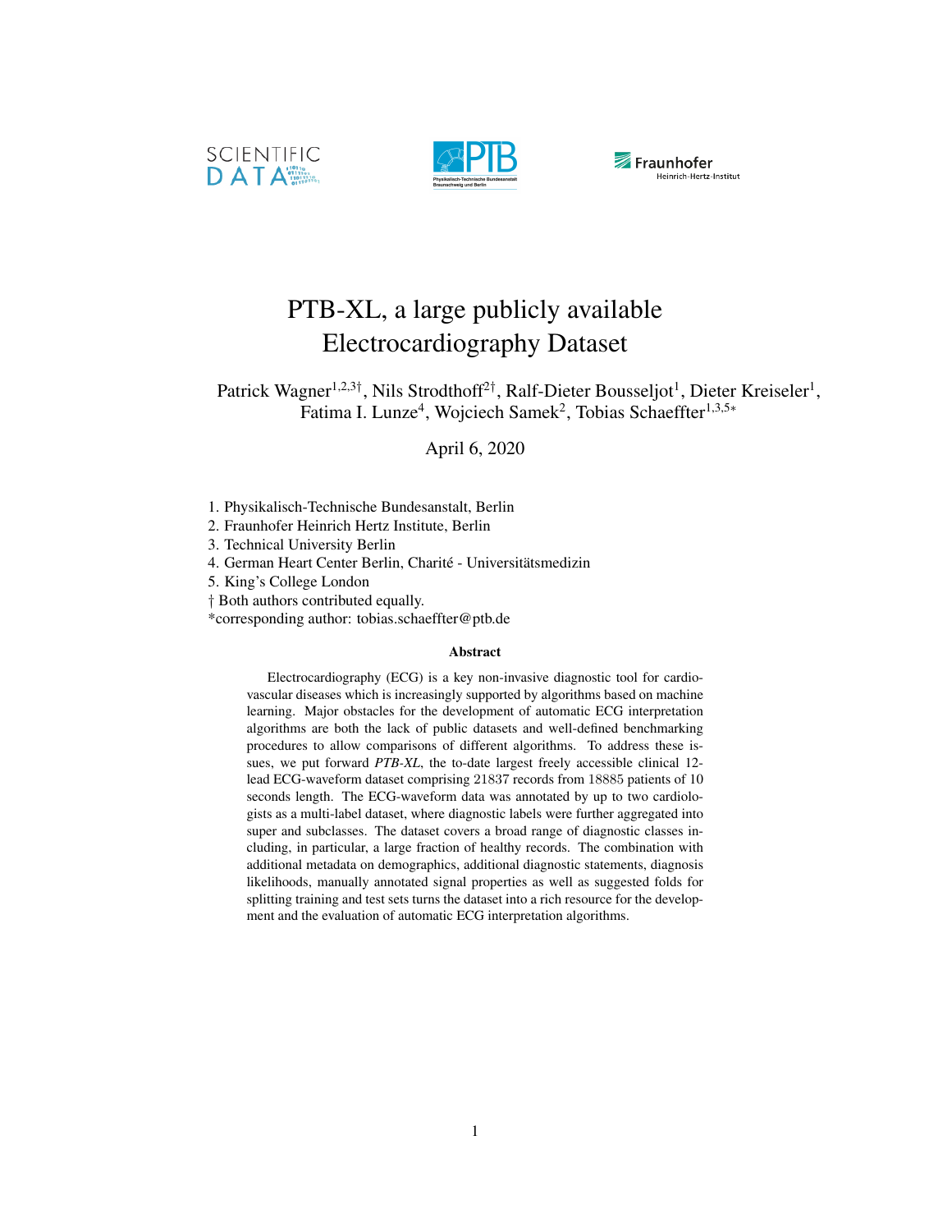# PTB-XL, a large publicly available Electrocardiography Dataset

Patrick Wagner[1,2,3†], Nils Strodthoff[2†], Ralf-Dieter Bousseljot[1], Dieter Kreiseler[1], Fatima I. Lunze[4], Wojciech Samek[2], Tobias Schaeffter[1,3,5*]

April 6, 2020

1. Physikalisch-Technische Bundesanstalt, Berlin
2. Fraunhofer Heinrich Hertz Institute, Berlin
3. Technical University Berlin
4. German Heart Center Berlin, Charité - Universitätsmedizin
5. King's College London

† Both authors contributed equally.
*corresponding author: tobias.schaeffter@ptb.de

## Abstract

Electrocardiography (ECG) is a key non-invasive diagnostic tool for cardiovascular diseases which is increasingly supported by algorithms based on machine learning. Major obstacles for the development of automatic ECG interpretation algorithms are both the lack of public datasets and well-defined benchmarking procedures to allow comparisons of different algorithms. To address these issues, we put forward *PTB-XL*, the to-date largest freely accessible clinical 12-lead ECG-waveform dataset comprising 21837 records from 18885 patients of 10 seconds length. The ECG-waveform data was annotated by up to two cardiologists as a multi-label dataset, where diagnostic labels were further aggregated into super and subclasses. The dataset covers a broad range of diagnostic classes including, in particular, a large fraction of healthy records. The combination with additional metadata on demographics, additional diagnostic statements, diagnosis likelihoods, manually annotated signal properties as well as suggested folds for splitting training and test sets turns the dataset into a rich resource for the development and the evaluation of automatic ECG interpretation algorithms.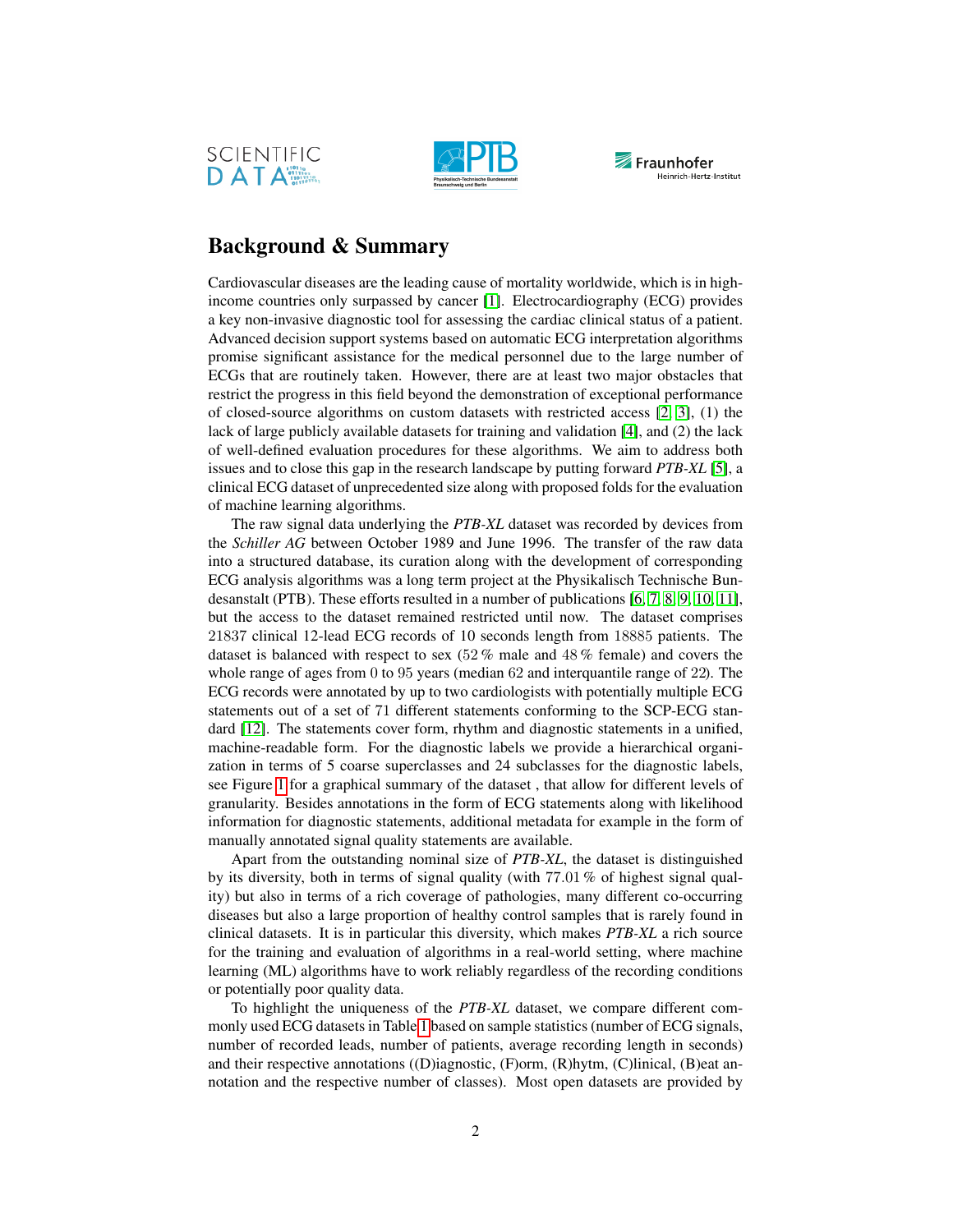## Background & Summary

Cardiovascular diseases are the leading cause of mortality worldwide, which is in high-income countries only surpassed by cancer [1]. Electrocardiography (ECG) provides a key non-invasive diagnostic tool for assessing the cardiac clinical status of a patient. Advanced decision support systems based on automatic ECG interpretation algorithms promise significant assistance for the medical personnel due to the large number of ECGs that are routinely taken. However, there are at least two major obstacles that restrict the progress in this field beyond the demonstration of exceptional performance of closed-source algorithms on custom datasets with restricted access [2, 3], (1) the lack of large publicly available datasets for training and validation [4], and (2) the lack of well-defined evaluation procedures for these algorithms. We aim to address both issues and to close this gap in the research landscape by putting forward *PTB-XL* [5], a clinical ECG dataset of unprecedented size along with proposed folds for the evaluation of machine learning algorithms.

The raw signal data underlying the *PTB-XL* dataset was recorded by devices from the *Schiller AG* between October 1989 and June 1996. The transfer of the raw data into a structured database, its curation along with the development of corresponding ECG analysis algorithms was a long term project at the Physikalisch Technische Bundesanstalt (PTB). These efforts resulted in a number of publications [6, 7, 8, 9, 10, 11], but the access to the dataset remained restricted until now. The dataset comprises 21837 clinical 12-lead ECG records of 10 seconds length from 18885 patients. The dataset is balanced with respect to sex (52 % male and 48 % female) and covers the whole range of ages from 0 to 95 years (median 62 and interquantile range of 22). The ECG records were annotated by up to two cardiologists with potentially multiple ECG statements out of a set of 71 different statements conforming to the SCP-ECG standard [12]. The statements cover form, rhythm and diagnostic statements in a unified, machine-readable form. For the diagnostic labels we provide a hierarchical organization in terms of 5 coarse superclasses and 24 subclasses for the diagnostic labels, see Figure 1 for a graphical summary of the dataset , that allow for different levels of granularity. Besides annotations in the form of ECG statements along with likelihood information for diagnostic statements, additional metadata for example in the form of manually annotated signal quality statements are available.

Apart from the outstanding nominal size of *PTB-XL*, the dataset is distinguished by its diversity, both in terms of signal quality (with 77.01 % of highest signal quality) but also in terms of a rich coverage of pathologies, many different co-occurring diseases but also a large proportion of healthy control samples that is rarely found in clinical datasets. It is in particular this diversity, which makes *PTB-XL* a rich source for the training and evaluation of algorithms in a real-world setting, where machine learning (ML) algorithms have to work reliably regardless of the recording conditions or potentially poor quality data.

To highlight the uniqueness of the *PTB-XL* dataset, we compare different commonly used ECG datasets in Table 1 based on sample statistics (number of ECG signals, number of recorded leads, number of patients, average recording length in seconds) and their respective annotations ((D)iagnostic, (F)orm, (R)hytm, (C)linical, (B)eat annotation and the respective number of classes). Most open datasets are provided by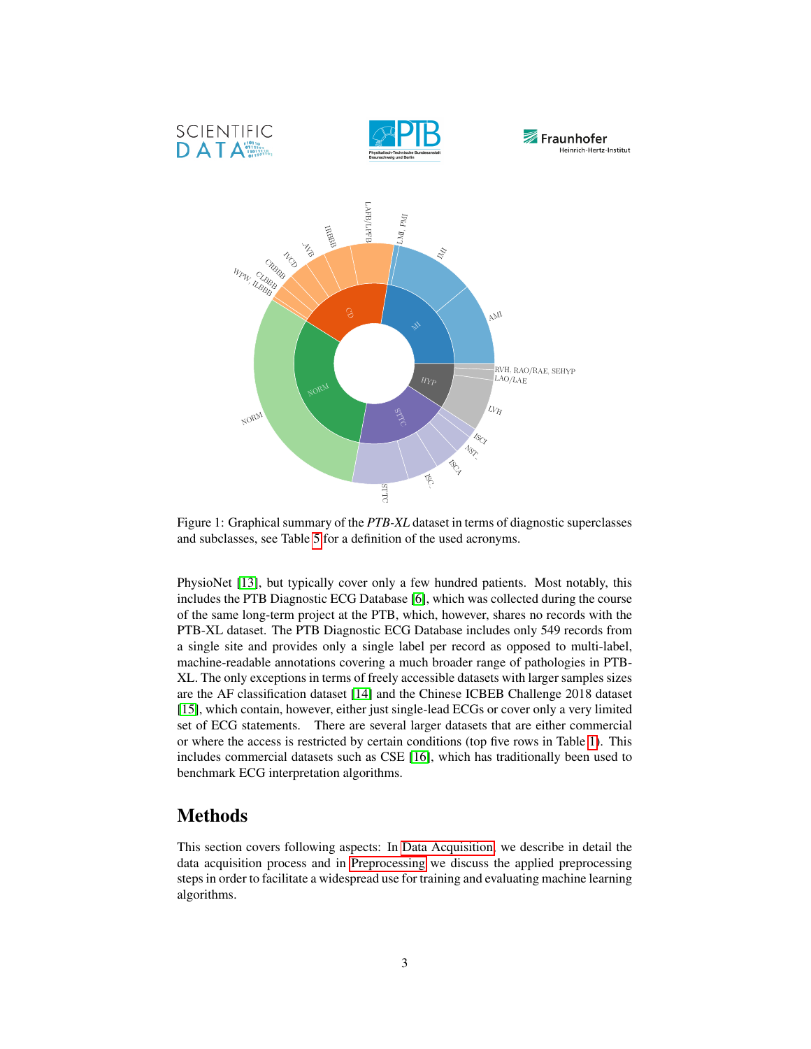Figure 1: Graphical summary of the *PTB-XL* dataset in terms of diagnostic superclasses and subclasses, see Table 5 for a definition of the used acronyms.

PhysioNet [13], but typically cover only a few hundred patients. Most notably, this includes the PTB Diagnostic ECG Database [6], which was collected during the course of the same long-term project at the PTB, which, however, shares no records with the PTB-XL dataset. The PTB Diagnostic ECG Database includes only 549 records from a single site and provides only a single label per record as opposed to multi-label, machine-readable annotations covering a much broader range of pathologies in PTB-XL. The only exceptions in terms of freely accessible datasets with larger samples sizes are the AF classification dataset [14] and the Chinese ICBEB Challenge 2018 dataset [15], which contain, however, either just single-lead ECGs or cover only a very limited set of ECG statements. There are several larger datasets that are either commercial or where the access is restricted by certain conditions (top five rows in Table 1). This includes commercial datasets such as CSE [16], which has traditionally been used to benchmark ECG interpretation algorithms.

## Methods

This section covers following aspects: In Data Acquisition, we describe in detail the data acquisition process and in Preprocessing we discuss the applied preprocessing steps in order to facilitate a widespread use for training and evaluating machine learning algorithms.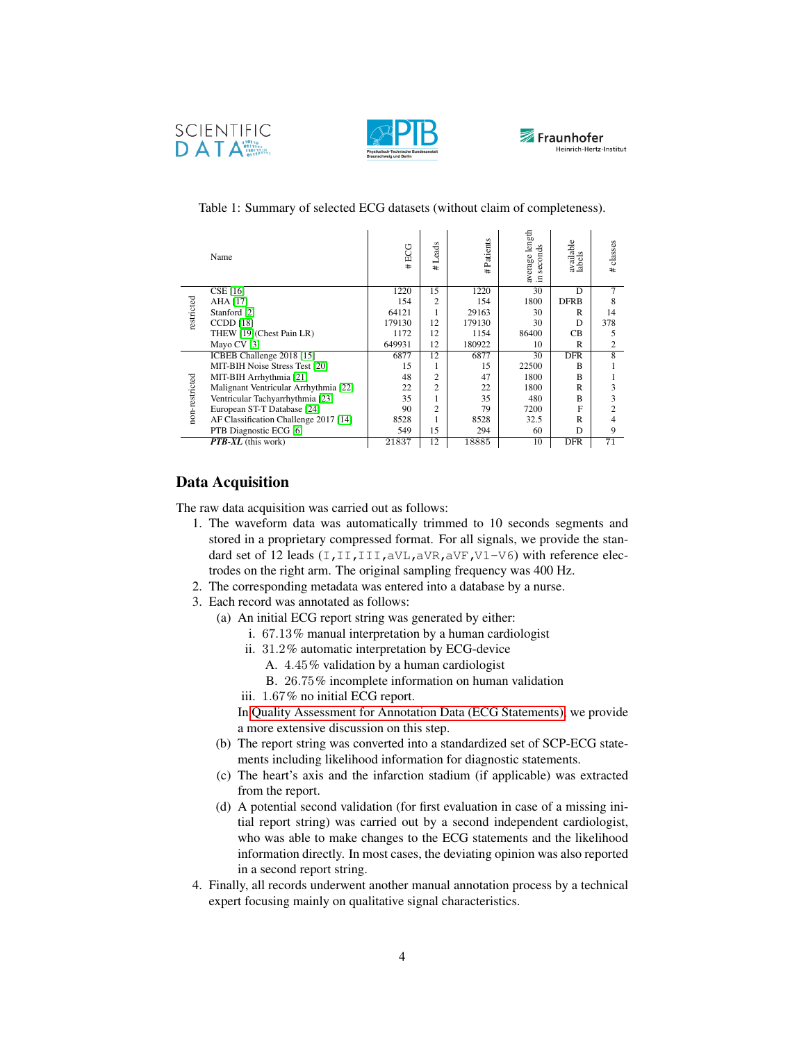Table 1: Summary of selected ECG datasets (without claim of completeness).

| | Name | # ECG | # Leads | # Patients | average length in seconds | available labels | # classes |
|---|---|---|---|---|---|---|---|
| restricted | CSE [16] | 1220 | 15 | 1220 | 30 | D | 7 |
| | AHA [17] | 154 | 2 | 154 | 1800 | DFRB | 8 |
| | Stanford [2] | 64121 | 1 | 29163 | 30 | R | 14 |
| | CCDD [18] | 179130 | 12 | 179130 | 30 | D | 378 |
| | THEW [19](Chest Pain LR) | 1172 | 12 | 1154 | 86400 | CB | 5 |
| | Mayo CV [3] | 649931 | 12 | 180922 | 10 | R | 2 |
| non-restricted | ICBEB Challenge 2018 [15] | 6877 | 12 | 6877 | 30 | DFR | 8 |
| | MIT-BIH Noise Stress Test [20] | 15 | 1 | 15 | 22500 | B | 1 |
| | MIT-BIH Arrhythmia [21] | 48 | 2 | 47 | 1800 | B | 1 |
| | Malignant Ventricular Arrhythmia [22] | 22 | 2 | 22 | 1800 | R | 3 |
| | Ventricular Tachyarrhythmia [23] | 35 | 1 | 35 | 480 | B | 3 |
| | European ST-T Database [24] | 90 | 2 | 79 | 7200 | F | 2 |
| | AF Classification Challenge 2017 [14] | 8528 | 1 | 8528 | 32.5 | R | 4 |
| | PTB Diagnostic ECG [6] | 549 | 15 | 294 | 60 | D | 9 |
| | ***PTB-XL*** (this work) | 21837 | 12 | 18885 | 10 | DFR | 71 |

## Data Acquisition

The raw data acquisition was carried out as follows:

1. The waveform data was automatically trimmed to 10 seconds segments and stored in a proprietary compressed format. For all signals, we provide the standard set of 12 leads (`I,II,III,aVL,aVR,aVF,V1-V6`) with reference electrodes on the right arm. The original sampling frequency was 400 Hz.
2. The corresponding metadata was entered into a database by a nurse.
3. Each record was annotated as follows:
   (a) An initial ECG report string was generated by either:
      i. 67.13% manual interpretation by a human cardiologist
      ii. 31.2% automatic interpretation by ECG-device
         A. 4.45% validation by a human cardiologist
         B. 26.75% incomplete information on human validation
      iii. 1.67% no initial ECG report.

   In Quality Assessment for Annotation Data (ECG Statements), we provide a more extensive discussion on this step.

   (b) The report string was converted into a standardized set of SCP-ECG statements including likelihood information for diagnostic statements.
   (c) The heart's axis and the infarction stadium (if applicable) was extracted from the report.
   (d) A potential second validation (for first evaluation in case of a missing initial report string) was carried out by a second independent cardiologist, who was able to make changes to the ECG statements and the likelihood information directly. In most cases, the deviating opinion was also reported in a second report string.
4. Finally, all records underwent another manual annotation process by a technical expert focusing mainly on qualitative signal characteristics.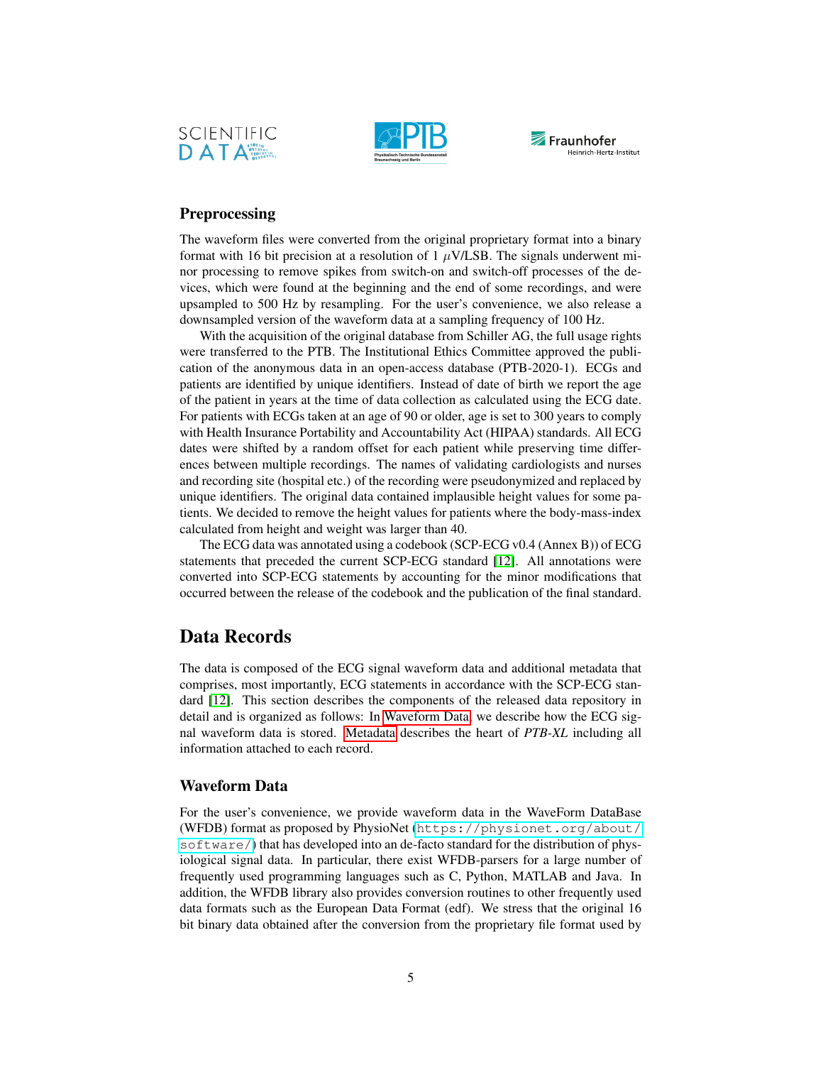## Preprocessing

The waveform files were converted from the original proprietary format into a binary format with 16 bit precision at a resolution of 1 $\mu$V/LSB. The signals underwent minor processing to remove spikes from switch-on and switch-off processes of the devices, which were found at the beginning and the end of some recordings, and were upsampled to 500 Hz by resampling. For the user's convenience, we also release a downsampled version of the waveform data at a sampling frequency of 100 Hz.

With the acquisition of the original database from Schiller AG, the full usage rights were transferred to the PTB. The Institutional Ethics Committee approved the publication of the anonymous data in an open-access database (PTB-2020-1). ECGs and patients are identified by unique identifiers. Instead of date of birth we report the age of the patient in years at the time of data collection as calculated using the ECG date. For patients with ECGs taken at an age of 90 or older, age is set to 300 years to comply with Health Insurance Portability and Accountability Act (HIPAA) standards. All ECG dates were shifted by a random offset for each patient while preserving time differences between multiple recordings. The names of validating cardiologists and nurses and recording site (hospital etc.) of the recording were pseudonymized and replaced by unique identifiers. The original data contained implausible height values for some patients. We decided to remove the height values for patients where the body-mass-index calculated from height and weight was larger than 40.

The ECG data was annotated using a codebook (SCP-ECG v0.4 (Annex B)) of ECG statements that preceded the current SCP-ECG standard [12]. All annotations were converted into SCP-ECG statements by accounting for the minor modifications that occurred between the release of the codebook and the publication of the final standard.

# Data Records

The data is composed of the ECG signal waveform data and additional metadata that comprises, most importantly, ECG statements in accordance with the SCP-ECG standard [12]. This section describes the components of the released data repository in detail and is organized as follows: In Waveform Data, we describe how the ECG signal waveform data is stored. Metadata describes the heart of *PTB-XL* including all information attached to each record.

## Waveform Data

For the user's convenience, we provide waveform data in the WaveForm DataBase (WFDB) format as proposed by PhysioNet (`https://physionet.org/about/software/`) that has developed into an de-facto standard for the distribution of physiological signal data. In particular, there exist WFDB-parsers for a large number of frequently used programming languages such as C, Python, MATLAB and Java. In addition, the WFDB library also provides conversion routines to other frequently used data formats such as the European Data Format (edf). We stress that the original 16 bit binary data obtained after the conversion from the proprietary file format used by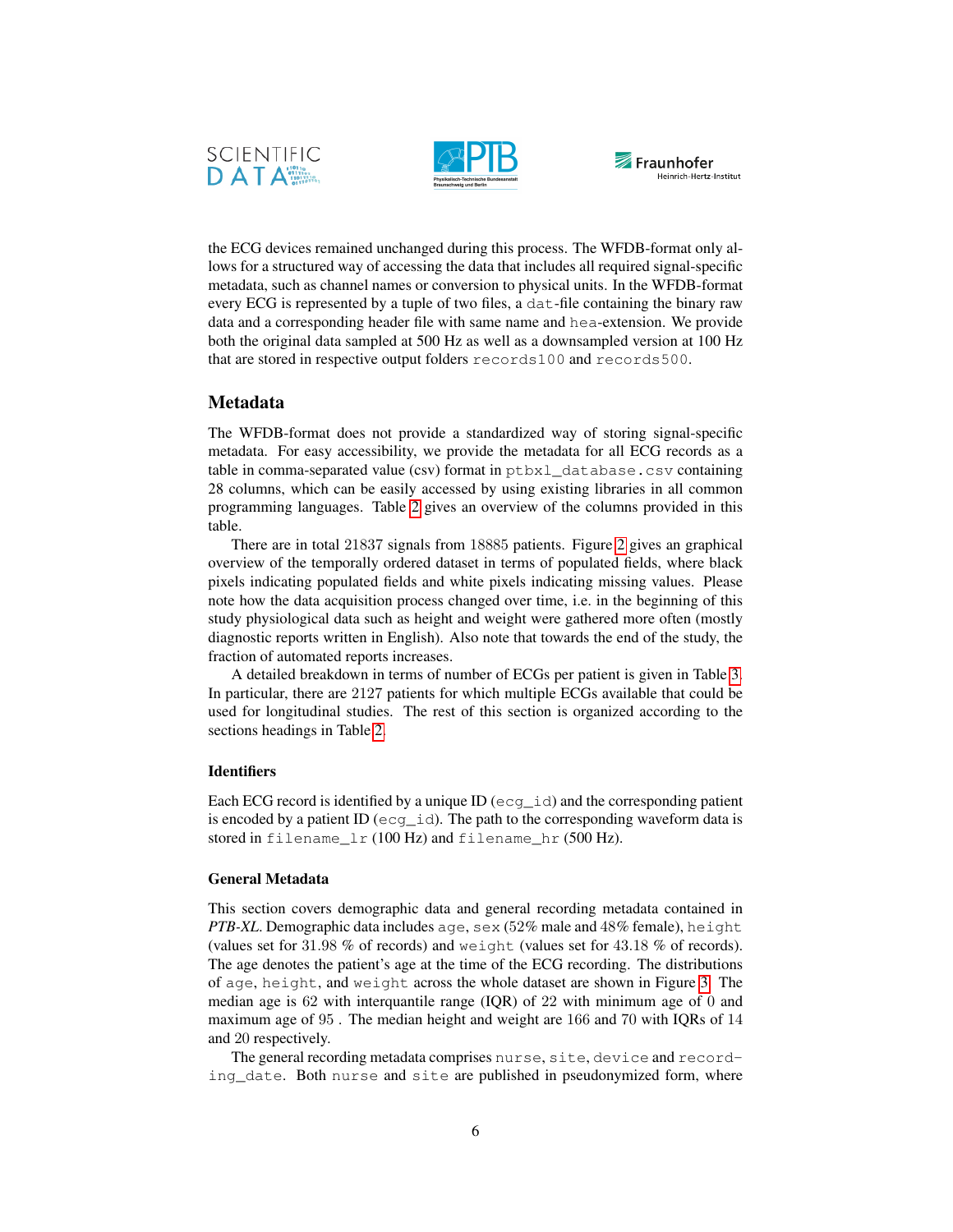the ECG devices remained unchanged during this process. The WFDB-format only allows for a structured way of accessing the data that includes all required signal-specific metadata, such as channel names or conversion to physical units. In the WFDB-format every ECG is represented by a tuple of two files, a `dat`-file containing the binary raw data and a corresponding header file with same name and `hea`-extension. We provide both the original data sampled at 500 Hz as well as a downsampled version at 100 Hz that are stored in respective output folders `records100` and `records500`.

## Metadata

The WFDB-format does not provide a standardized way of storing signal-specific metadata. For easy accessibility, we provide the metadata for all ECG records as a table in comma-separated value (csv) format in `ptbxl_database.csv` containing 28 columns, which can be easily accessed by using existing libraries in all common programming languages. Table 2 gives an overview of the columns provided in this table.

There are in total 21837 signals from 18885 patients. Figure 2 gives an graphical overview of the temporally ordered dataset in terms of populated fields, where black pixels indicating populated fields and white pixels indicating missing values. Please note how the data acquisition process changed over time, i.e. in the beginning of this study physiological data such as height and weight were gathered more often (mostly diagnostic reports written in English). Also note that towards the end of the study, the fraction of automated reports increases.

A detailed breakdown in terms of number of ECGs per patient is given in Table 3. In particular, there are 2127 patients for which multiple ECGs available that could be used for longitudinal studies. The rest of this section is organized according to the sections headings in Table 2.

### Identifiers

Each ECG record is identified by a unique ID (`ecg_id`) and the corresponding patient is encoded by a patient ID (`ecg_id`). The path to the corresponding waveform data is stored in `filename_lr` (100 Hz) and `filename_hr` (500 Hz).

### General Metadata

This section covers demographic data and general recording metadata contained in *PTB-XL*. Demographic data includes `age`, `sex` (52% male and 48% female), `height` (values set for 31.98 % of records) and `weight` (values set for 43.18 % of records). The age denotes the patient's age at the time of the ECG recording. The distributions of `age`, `height`, and `weight` across the whole dataset are shown in Figure 3. The median age is 62 with interquantile range (IQR) of 22 with minimum age of 0 and maximum age of 95 . The median height and weight are 166 and 70 with IQRs of 14 and 20 respectively.

The general recording metadata comprises `nurse`, `site`, `device` and `recording_date`. Both `nurse` and `site` are published in pseudonymized form, where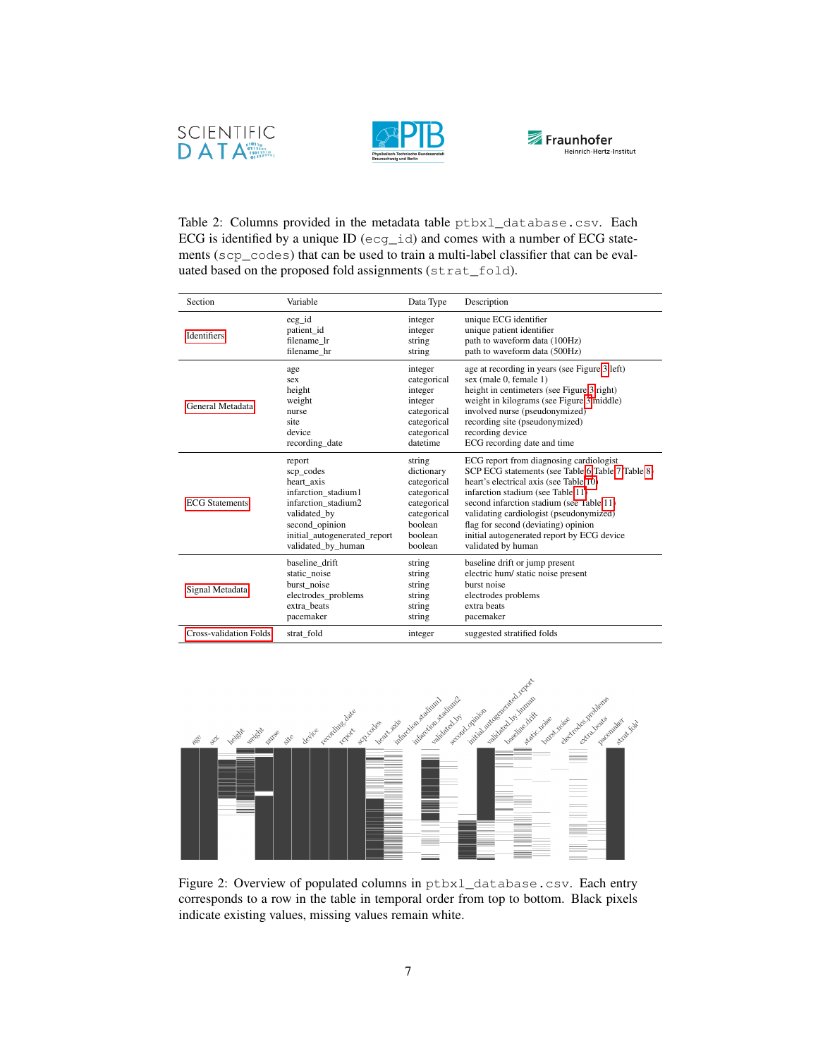Table 2: Columns provided in the metadata table `ptbxl_database.csv`. Each ECG is identified by a unique ID (`ecg_id`) and comes with a number of ECG statements (`scp_codes`) that can be used to train a multi-label classifier that can be evaluated based on the proposed fold assignments (`strat_fold`).

| Section | Variable | Data Type | Description |
|---|---|---|---|
| Identifiers | ecg_id | integer | unique ECG identifier |
| | patient_id | integer | unique patient identifier |
| | filename_lr | string | path to waveform data (100Hz) |
| | filename_hr | string | path to waveform data (500Hz) |
| General Metadata | age | integer | age at recording in years (see Figure 3 left) |
| | sex | categorical | sex (male 0, female 1) |
| | height | integer | height in centimeters (see Figure 3 right) |
| | weight | integer | weight in kilograms (see Figure 3 middle) |
| | nurse | categorical | involved nurse (pseudonymized) |
| | site | categorical | recording site (pseudonymized) |
| | device | categorical | recording device |
| | recording_date | datetime | ECG recording date and time |
| ECG Statements | report | string | ECG report from diagnosing cardiologist |
| | scp_codes | dictionary | SCP ECG statements (see Table 6, Table 7, Table 8) |
| | heart_axis | categorical | heart's electrical axis (see Table 10) |
| | infarction_stadium1 | categorical | infarction stadium (see Table 11) |
| | infarction_stadium2 | categorical | second infarction stadium (see Table 11) |
| | validated_by | categorical | validating cardiologist (pseudonymized) |
| | second_opinion | boolean | flag for second (deviating) opinion |
| | initial_autogenerated_report | boolean | initial autogenerated report by ECG device |
| | validated_by_human | boolean | validated by human |
| Signal Metadata | baseline_drift | string | baseline drift or jump present |
| | static_noise | string | electric hum/ static noise present |
| | burst_noise | string | burst noise |
| | electrodes_problems | string | electrodes problems |
| | extra_beats | string | extra beats |
| | pacemaker | string | pacemaker |
| Cross-validation Folds | strat_fold | integer | suggested stratified folds |

Figure 2: Overview of populated columns in `ptbxl_database.csv`. Each entry corresponds to a row in the table in temporal order from top to bottom. Black pixels indicate existing values, missing values remain white.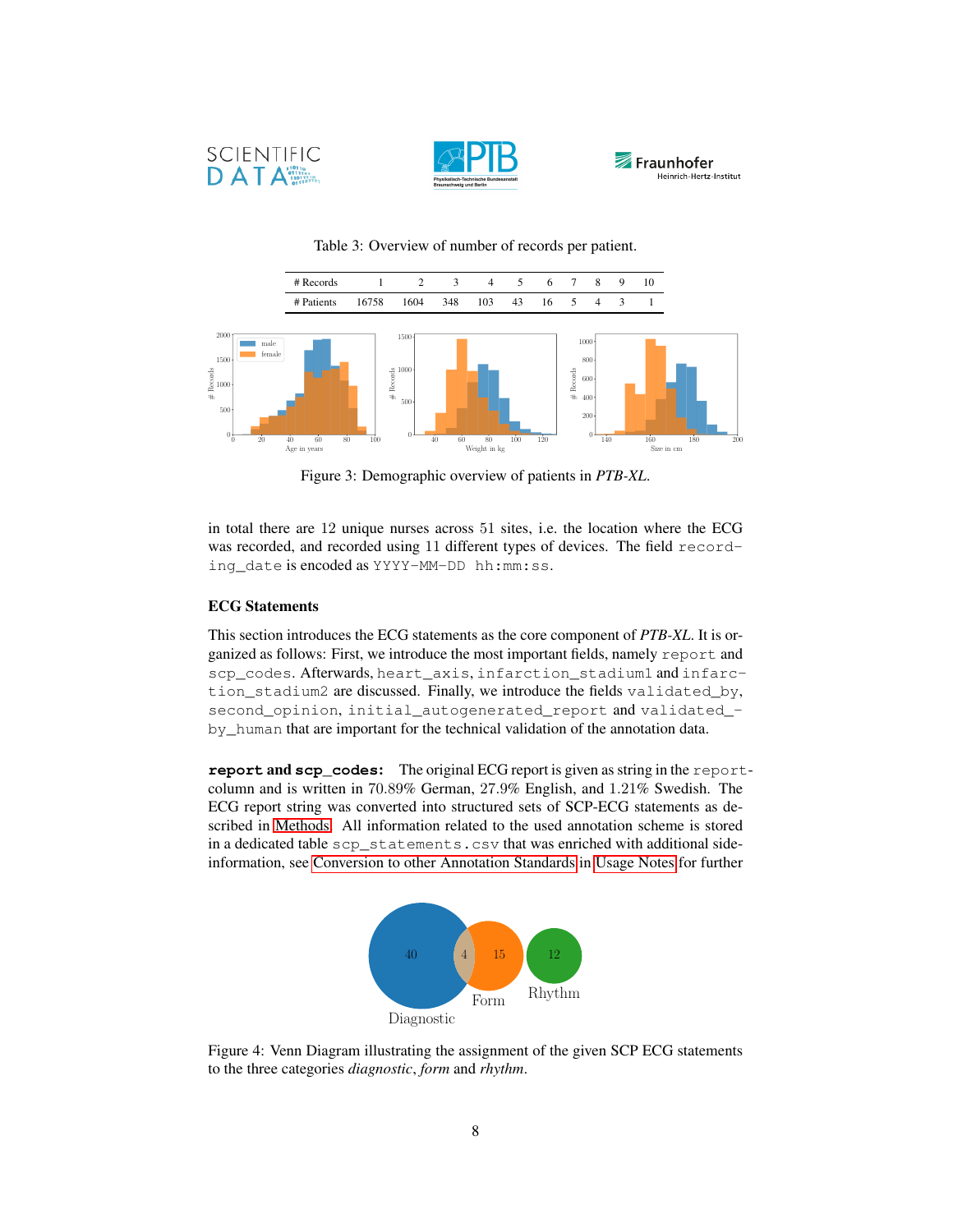Table 3: Overview of number of records per patient.

| # Records | 1 | 2 | 3 | 4 | 5 | 6 | 7 | 8 | 9 | 10 |
|---|---|---|---|---|---|---|---|---|---|---|
| # Patients | 16758 | 1604 | 348 | 103 | 43 | 16 | 5 | 4 | 3 | 1 |

Figure 3: Demographic overview of patients in *PTB-XL*.

in total there are 12 unique nurses across 51 sites, i.e. the location where the ECG was recorded, and recorded using 11 different types of devices. The field `recording_date` is encoded as `YYYY-MM-DD hh:mm:ss`.

## ECG Statements

This section introduces the ECG statements as the core component of *PTB-XL*. It is organized as follows: First, we introduce the most important fields, namely `report` and `scp_codes`. Afterwards, `heart_axis`, `infarction_stadium1` and `infarction_stadium2` are discussed. Finally, we introduce the fields `validated_by`, `second_opinion`, `initial_autogenerated_report` and `validated_by_human` that are important for the technical validation of the annotation data.

**`report` and `scp_codes`:** The original ECG report is given as string in the `report`-column and is written in 70.89% German, 27.9% English, and 1.21% Swedish. The ECG report string was converted into structured sets of SCP-ECG statements as described in Methods. All information related to the used annotation scheme is stored in a dedicated table `scp_statements.csv` that was enriched with additional side-information, see Conversion to other Annotation Standards in Usage Notes for further

Figure 4: Venn Diagram illustrating the assignment of the given SCP ECG statements to the three categories *diagnostic*, *form* and *rhythm*.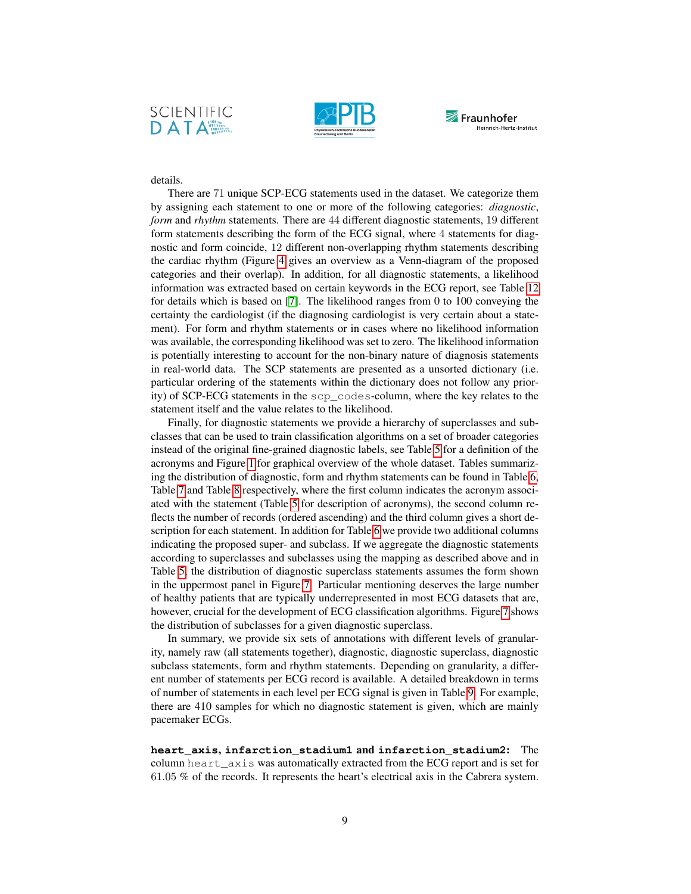details.

There are 71 unique SCP-ECG statements used in the dataset. We categorize them by assigning each statement to one or more of the following categories: *diagnostic*, *form* and *rhythm* statements. There are 44 different diagnostic statements, 19 different form statements describing the form of the ECG signal, where 4 statements for diagnostic and form coincide, 12 different non-overlapping rhythm statements describing the cardiac rhythm (Figure 4 gives an overview as a Venn-diagram of the proposed categories and their overlap). In addition, for all diagnostic statements, a likelihood information was extracted based on certain keywords in the ECG report, see Table 12 for details which is based on [7]. The likelihood ranges from 0 to 100 conveying the certainty the cardiologist (if the diagnosing cardiologist is very certain about a statement). For form and rhythm statements or in cases where no likelihood information was available, the corresponding likelihood was set to zero. The likelihood information is potentially interesting to account for the non-binary nature of diagnosis statements in real-world data. The SCP statements are presented as a unsorted dictionary (i.e. particular ordering of the statements within the dictionary does not follow any priority) of SCP-ECG statements in the `scp_codes`-column, where the key relates to the statement itself and the value relates to the likelihood.

Finally, for diagnostic statements we provide a hierarchy of superclasses and subclasses that can be used to train classification algorithms on a set of broader categories instead of the original fine-grained diagnostic labels, see Table 5 for a definition of the acronyms and Figure 1 for graphical overview of the whole dataset. Tables summarizing the distribution of diagnostic, form and rhythm statements can be found in Table 6, Table 7 and Table 8 respectively, where the first column indicates the acronym associated with the statement (Table 5 for description of acronyms), the second column reflects the number of records (ordered ascending) and the third column gives a short description for each statement. In addition for Table 6 we provide two additional columns indicating the proposed super- and subclass. If we aggregate the diagnostic statements according to superclasses and subclasses using the mapping as described above and in Table 5, the distribution of diagnostic superclass statements assumes the form shown in the uppermost panel in Figure 7. Particular mentioning deserves the large number of healthy patients that are typically underrepresented in most ECG datasets that are, however, crucial for the development of ECG classification algorithms. Figure 7 shows the distribution of subclasses for a given diagnostic superclass.

In summary, we provide six sets of annotations with different levels of granularity, namely raw (all statements together), diagnostic, diagnostic superclass, diagnostic subclass statements, form and rhythm statements. Depending on granularity, a different number of statements per ECG record is available. A detailed breakdown in terms of number of statements in each level per ECG signal is given in Table 9. For example, there are 410 samples for which no diagnostic statement is given, which are mainly pacemaker ECGs.

**`heart_axis`, `infarction_stadium1` and `infarction_stadium2`:** The column `heart_axis` was automatically extracted from the ECG report and is set for 61.05 % of the records. It represents the heart's electrical axis in the Cabrera system.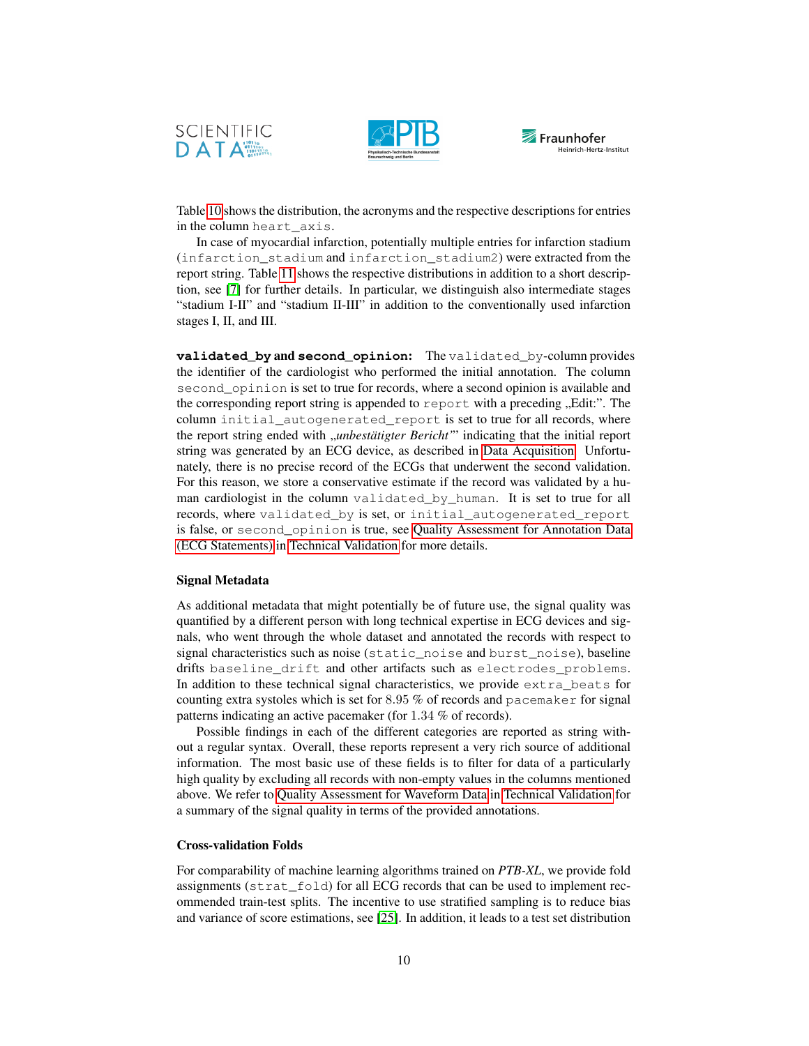Table 10 shows the distribution, the acronyms and the respective descriptions for entries in the column heart_axis.

In case of myocardial infarction, potentially multiple entries for infarction stadium (infarction_stadium and infarction_stadium2) were extracted from the report string. Table 11 shows the respective distributions in addition to a short description, see [7] for further details. In particular, we distinguish also intermediate stages "stadium I-II" and "stadium II-III" in addition to the conventionally used infarction stages I, II, and III.

**validated_by and second_opinion:** The validated_by-column provides the identifier of the cardiologist who performed the initial annotation. The column second_opinion is set to true for records, where a second opinion is available and the corresponding report string is appended to report with a preceding „Edit:". The column initial_autogenerated_report is set to true for all records, where the report string ended with *„unbestätigter Bericht"* indicating that the initial report string was generated by an ECG device, as described in Data Acquisition. Unfortunately, there is no precise record of the ECGs that underwent the second validation. For this reason, we store a conservative estimate if the record was validated by a human cardiologist in the column validated_by_human. It is set to true for all records, where validated_by is set, or initial_autogenerated_report is false, or second_opinion is true, see Quality Assessment for Annotation Data (ECG Statements) in Technical Validation for more details.

### Signal Metadata

As additional metadata that might potentially be of future use, the signal quality was quantified by a different person with long technical expertise in ECG devices and signals, who went through the whole dataset and annotated the records with respect to signal characteristics such as noise (static_noise and burst_noise), baseline drifts baseline_drift and other artifacts such as electrodes_problems. In addition to these technical signal characteristics, we provide extra_beats for counting extra systoles which is set for 8.95 % of records and pacemaker for signal patterns indicating an active pacemaker (for 1.34 % of records).

Possible findings in each of the different categories are reported as string without a regular syntax. Overall, these reports represent a very rich source of additional information. The most basic use of these fields is to filter for data of a particularly high quality by excluding all records with non-empty values in the columns mentioned above. We refer to Quality Assessment for Waveform Data in Technical Validation for a summary of the signal quality in terms of the provided annotations.

### Cross-validation Folds

For comparability of machine learning algorithms trained on *PTB-XL*, we provide fold assignments (strat_fold) for all ECG records that can be used to implement recommended train-test splits. The incentive to use stratified sampling is to reduce bias and variance of score estimations, see [25]. In addition, it leads to a test set distribution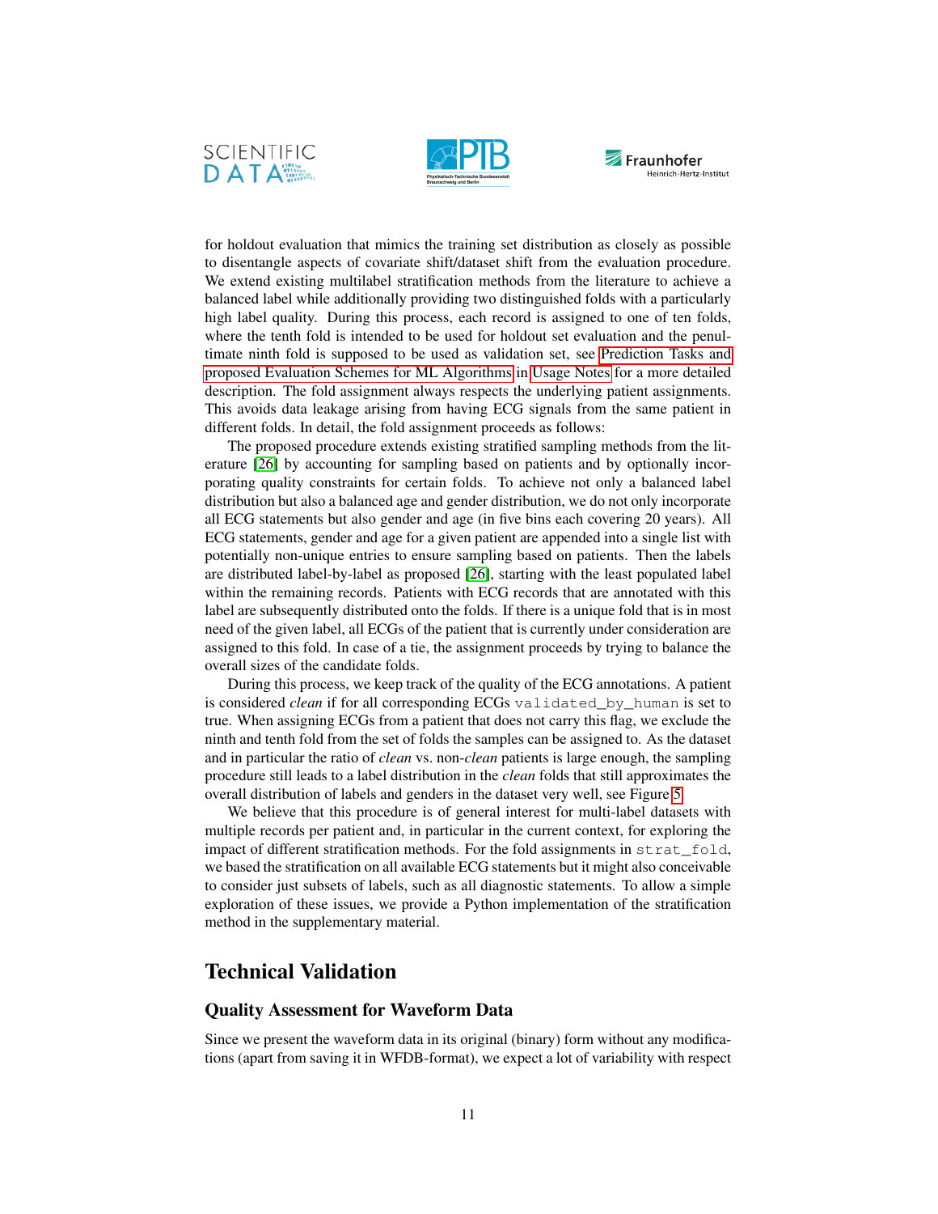for holdout evaluation that mimics the training set distribution as closely as possible to disentangle aspects of covariate shift/dataset shift from the evaluation procedure. We extend existing multilabel stratification methods from the literature to achieve a balanced label while additionally providing two distinguished folds with a particularly high label quality. During this process, each record is assigned to one of ten folds, where the tenth fold is intended to be used for holdout set evaluation and the penultimate ninth fold is supposed to be used as validation set, see Prediction Tasks and proposed Evaluation Schemes for ML Algorithms in Usage Notes for a more detailed description. The fold assignment always respects the underlying patient assignments. This avoids data leakage arising from having ECG signals from the same patient in different folds. In detail, the fold assignment proceeds as follows:

The proposed procedure extends existing stratified sampling methods from the literature [26] by accounting for sampling based on patients and by optionally incorporating quality constraints for certain folds. To achieve not only a balanced label distribution but also a balanced age and gender distribution, we do not only incorporate all ECG statements but also gender and age (in five bins each covering 20 years). All ECG statements, gender and age for a given patient are appended into a single list with potentially non-unique entries to ensure sampling based on patients. Then the labels are distributed label-by-label as proposed [26], starting with the least populated label within the remaining records. Patients with ECG records that are annotated with this label are subsequently distributed onto the folds. If there is a unique fold that is in most need of the given label, all ECGs of the patient that is currently under consideration are assigned to this fold. In case of a tie, the assignment proceeds by trying to balance the overall sizes of the candidate folds.

During this process, we keep track of the quality of the ECG annotations. A patient is considered *clean* if for all corresponding ECGs `validated_by_human` is set to true. When assigning ECGs from a patient that does not carry this flag, we exclude the ninth and tenth fold from the set of folds the samples can be assigned to. As the dataset and in particular the ratio of *clean* vs. non-*clean* patients is large enough, the sampling procedure still leads to a label distribution in the *clean* folds that still approximates the overall distribution of labels and genders in the dataset very well, see Figure 5.

We believe that this procedure is of general interest for multi-label datasets with multiple records per patient and, in particular in the current context, for exploring the impact of different stratification methods. For the fold assignments in `strat_fold`, we based the stratification on all available ECG statements but it might also conceivable to consider just subsets of labels, such as all diagnostic statements. To allow a simple exploration of these issues, we provide a Python implementation of the stratification method in the supplementary material.

# Technical Validation

## Quality Assessment for Waveform Data

Since we present the waveform data in its original (binary) form without any modifications (apart from saving it in WFDB-format), we expect a lot of variability with respect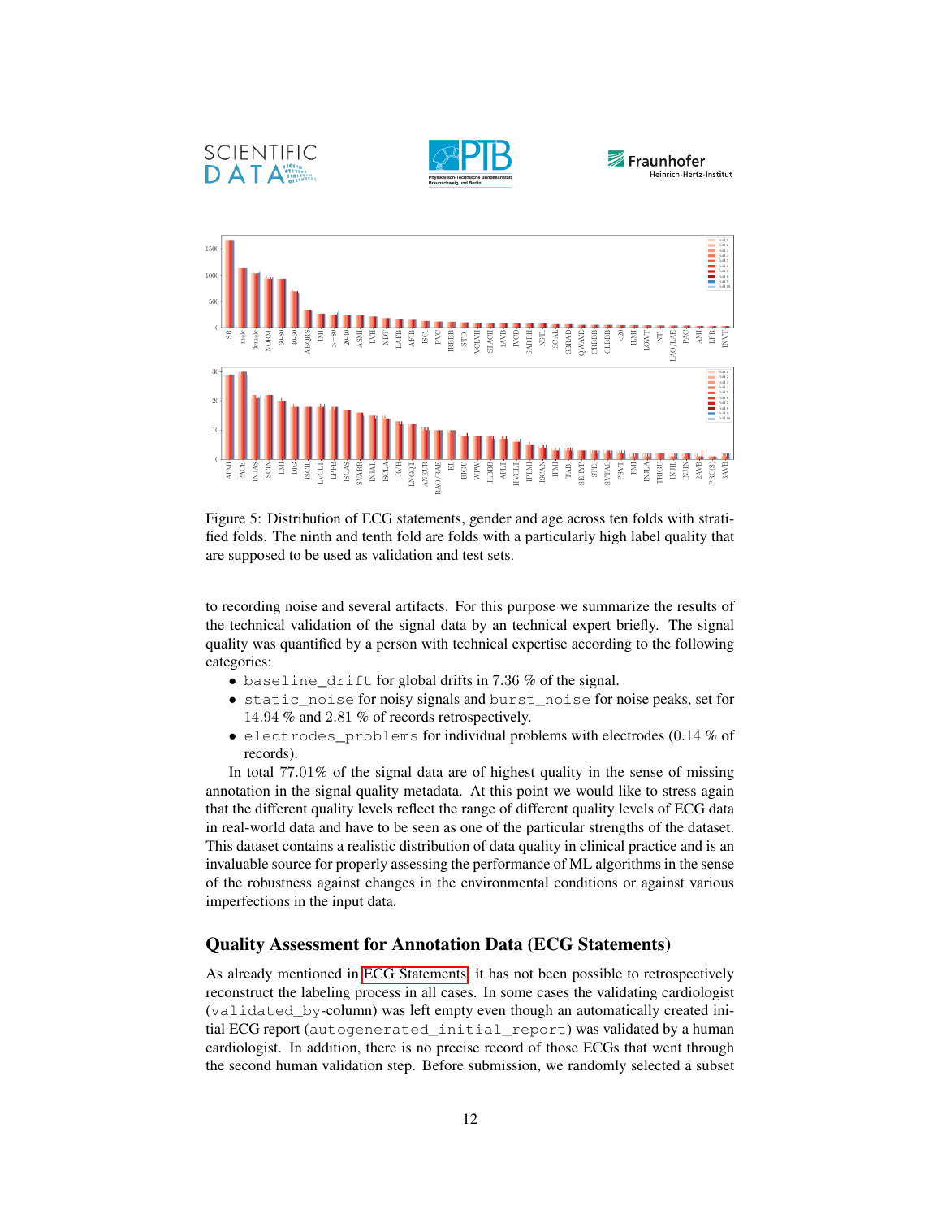Figure 5: Distribution of ECG statements, gender and age across ten folds with stratified folds. The ninth and tenth fold are folds with a particularly high label quality that are supposed to be used as validation and test sets.

to recording noise and several artifacts. For this purpose we summarize the results of the technical validation of the signal data by an technical expert briefly. The signal quality was quantified by a person with technical expertise according to the following categories:

- `baseline_drift` for global drifts in 7.36 % of the signal.
- `static_noise` for noisy signals and `burst_noise` for noise peaks, set for 14.94 % and 2.81 % of records retrospectively.
- `electrodes_problems` for individual problems with electrodes (0.14 % of records).

In total 77.01% of the signal data are of highest quality in the sense of missing annotation in the signal quality metadata. At this point we would like to stress again that the different quality levels reflect the range of different quality levels of ECG data in real-world data and have to be seen as one of the particular strengths of the dataset. This dataset contains a realistic distribution of data quality in clinical practice and is an invaluable source for properly assessing the performance of ML algorithms in the sense of the robustness against changes in the environmental conditions or against various imperfections in the input data.

## Quality Assessment for Annotation Data (ECG Statements)

As already mentioned in ECG Statements, it has not been possible to retrospectively reconstruct the labeling process in all cases. In some cases the validating cardiologist (`validated_by`-column) was left empty even though an automatically created initial ECG report (`autogenerated_initial_report`) was validated by a human cardiologist. In addition, there is no precise record of those ECGs that went through the second human validation step. Before submission, we randomly selected a subset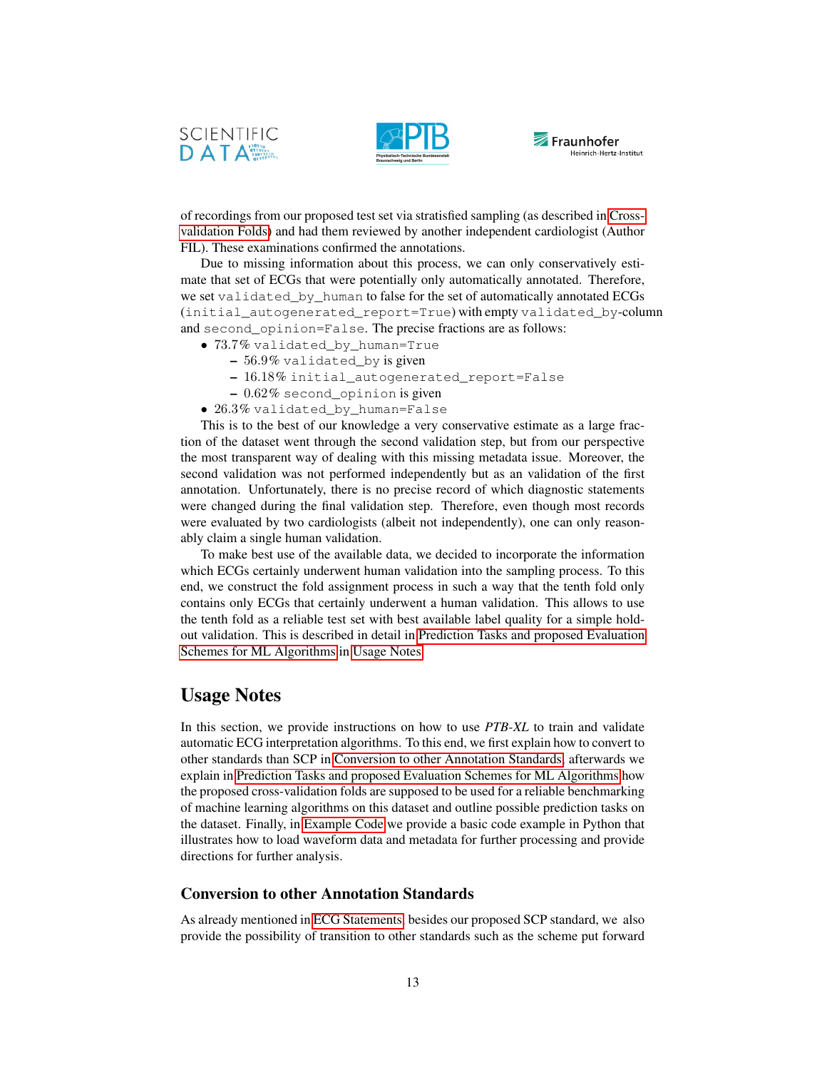of recordings from our proposed test set via stratisfied sampling (as described in Cross-validation Folds) and had them reviewed by another independent cardiologist (Author FIL). These examinations confirmed the annotations.

Due to missing information about this process, we can only conservatively estimate that set of ECGs that were potentially only automatically annotated. Therefore, we set `validated_by_human` to false for the set of automatically annotated ECGs (`initial_autogenerated_report=True`) with empty `validated_by`-column and `second_opinion=False`. The precise fractions are as follows:

- 73.7% `validated_by_human=True`
  - 56.9% `validated_by` is given
  - 16.18% `initial_autogenerated_report=False`
  - 0.62% `second_opinion` is given
- 26.3% `validated_by_human=False`

This is to the best of our knowledge a very conservative estimate as a large fraction of the dataset went through the second validation step, but from our perspective the most transparent way of dealing with this missing metadata issue. Moreover, the second validation was not performed independently but as an validation of the first annotation. Unfortunately, there is no precise record of which diagnostic statements were changed during the final validation step. Therefore, even though most records were evaluated by two cardiologists (albeit not independently), one can only reasonably claim a single human validation.

To make best use of the available data, we decided to incorporate the information which ECGs certainly underwent human validation into the sampling process. To this end, we construct the fold assignment process in such a way that the tenth fold only contains only ECGs that certainly underwent a human validation. This allows to use the tenth fold as a reliable test set with best available label quality for a simple hold-out validation. This is described in detail in Prediction Tasks and proposed Evaluation Schemes for ML Algorithms in Usage Notes.

## Usage Notes

In this section, we provide instructions on how to use *PTB-XL* to train and validate automatic ECG interpretation algorithms. To this end, we first explain how to convert to other standards than SCP in Conversion to other Annotation Standards, afterwards we explain in Prediction Tasks and proposed Evaluation Schemes for ML Algorithms how the proposed cross-validation folds are supposed to be used for a reliable benchmarking of machine learning algorithms on this dataset and outline possible prediction tasks on the dataset. Finally, in Example Code we provide a basic code example in Python that illustrates how to load waveform data and metadata for further processing and provide directions for further analysis.

### Conversion to other Annotation Standards

As already mentioned in ECG Statements, besides our proposed SCP standard, we also provide the possibility of transition to other standards such as the scheme put forward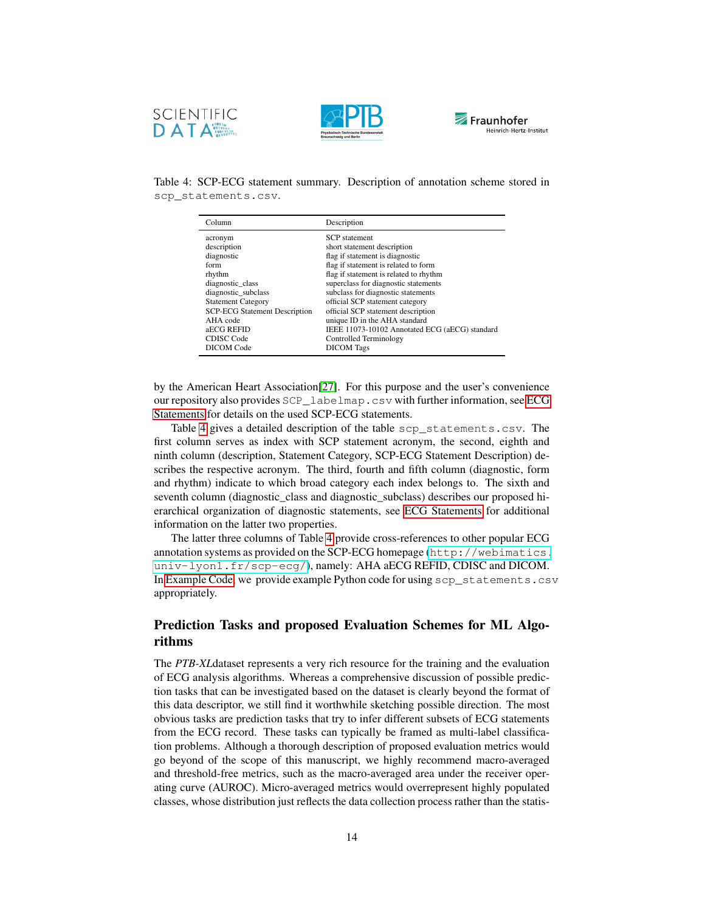Table 4: SCP-ECG statement summary. Description of annotation scheme stored in `scp_statements.csv`.

| Column | Description |
|---|---|
| acronym | SCP statement |
| description | short statement description |
| diagnostic | flag if statement is diagnostic |
| form | flag if statement is related to form |
| rhythm | flag if statement is related to rhythm |
| diagnostic_class | superclass for diagnostic statements |
| diagnostic_subclass | subclass for diagnostic statements |
| Statement Category | official SCP statement category |
| SCP-ECG Statement Description | official SCP statement description |
| AHA code | unique ID in the AHA standard |
| aECG REFID | IEEE 11073-10102 Annotated ECG (aECG) standard |
| CDISC Code | Controlled Terminology |
| DICOM Code | DICOM Tags |

by the American Heart Association[27]. For this purpose and the user's convenience our repository also provides `SCP_labelmap.csv` with further information, see ECG Statements for details on the used SCP-ECG statements.

Table 4 gives a detailed description of the table `scp_statements.csv`. The first column serves as index with SCP statement acronym, the second, eighth and ninth column (description, Statement Category, SCP-ECG Statement Description) describes the respective acronym. The third, fourth and fifth column (diagnostic, form and rhythm) indicate to which broad category each index belongs to. The sixth and seventh column (diagnostic_class and diagnostic_subclass) describes our proposed hierarchical organization of diagnostic statements, see ECG Statements for additional information on the latter two properties.

The latter three columns of Table 4 provide cross-references to other popular ECG annotation systems as provided on the SCP-ECG homepage (`http://webimatics.univ-lyon1.fr/scp-ecg/`), namely: AHA aECG REFID, CDISC and DICOM. In Example Code, we provide example Python code for using `scp_statements.csv` appropriately.

## Prediction Tasks and proposed Evaluation Schemes for ML Algorithms

The *PTB-XL*dataset represents a very rich resource for the training and the evaluation of ECG analysis algorithms. Whereas a comprehensive discussion of possible prediction tasks that can be investigated based on the dataset is clearly beyond the format of this data descriptor, we still find it worthwhile sketching possible direction. The most obvious tasks are prediction tasks that try to infer different subsets of ECG statements from the ECG record. These tasks can typically be framed as multi-label classification problems. Although a thorough description of proposed evaluation metrics would go beyond of the scope of this manuscript, we highly recommend macro-averaged and threshold-free metrics, such as the macro-averaged area under the receiver operating curve (AUROC). Micro-averaged metrics would overrepresent highly populated classes, whose distribution just reflects the data collection process rather than the statis-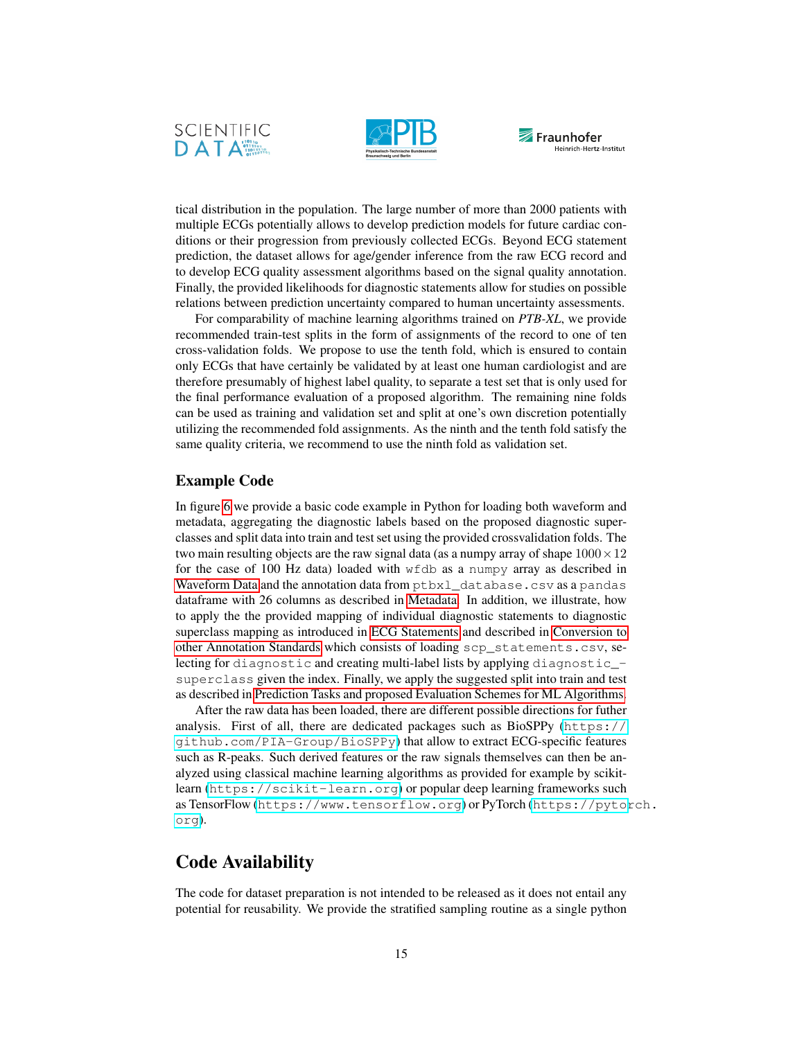tical distribution in the population. The large number of more than 2000 patients with multiple ECGs potentially allows to develop prediction models for future cardiac conditions or their progression from previously collected ECGs. Beyond ECG statement prediction, the dataset allows for age/gender inference from the raw ECG record and to develop ECG quality assessment algorithms based on the signal quality annotation. Finally, the provided likelihoods for diagnostic statements allow for studies on possible relations between prediction uncertainty compared to human uncertainty assessments.

For comparability of machine learning algorithms trained on *PTB-XL*, we provide recommended train-test splits in the form of assignments of the record to one of ten cross-validation folds. We propose to use the tenth fold, which is ensured to contain only ECGs that have certainly be validated by at least one human cardiologist and are therefore presumably of highest label quality, to separate a test set that is only used for the final performance evaluation of a proposed algorithm. The remaining nine folds can be used as training and validation set and split at one's own discretion potentially utilizing the recommended fold assignments. As the ninth and the tenth fold satisfy the same quality criteria, we recommend to use the ninth fold as validation set.

### Example Code

In figure 6 we provide a basic code example in Python for loading both waveform and metadata, aggregating the diagnostic labels based on the proposed diagnostic superclasses and split data into train and test set using the provided crossvalidation folds. The two main resulting objects are the raw signal data (as a numpy array of shape $1000 \times 12$ for the case of 100 Hz data) loaded with `wfdb` as a `numpy` array as described in Waveform Data and the annotation data from `ptbxl_database.csv` as a `pandas` dataframe with 26 columns as described in Metadata. In addition, we illustrate, how to apply the the provided mapping of individual diagnostic statements to diagnostic superclass mapping as introduced in ECG Statements and described in Conversion to other Annotation Standards which consists of loading `scp_statements.csv`, selecting for `diagnostic` and creating multi-label lists by applying `diagnostic_superclass` given the index. Finally, we apply the suggested split into train and test as described in Prediction Tasks and proposed Evaluation Schemes for ML Algorithms.

After the raw data has been loaded, there are different possible directions for futher analysis. First of all, there are dedicated packages such as BioSPPy (`https://github.com/PIA-Group/BioSPPy`) that allow to extract ECG-specific features such as R-peaks. Such derived features or the raw signals themselves can then be analyzed using classical machine learning algorithms as provided for example by scikit-learn (`https://scikit-learn.org`) or popular deep learning frameworks such as TensorFlow (`https://www.tensorflow.org`) or PyTorch (`https://pytorch.org`).

## Code Availability

The code for dataset preparation is not intended to be released as it does not entail any potential for reusability. We provide the stratified sampling routine as a single python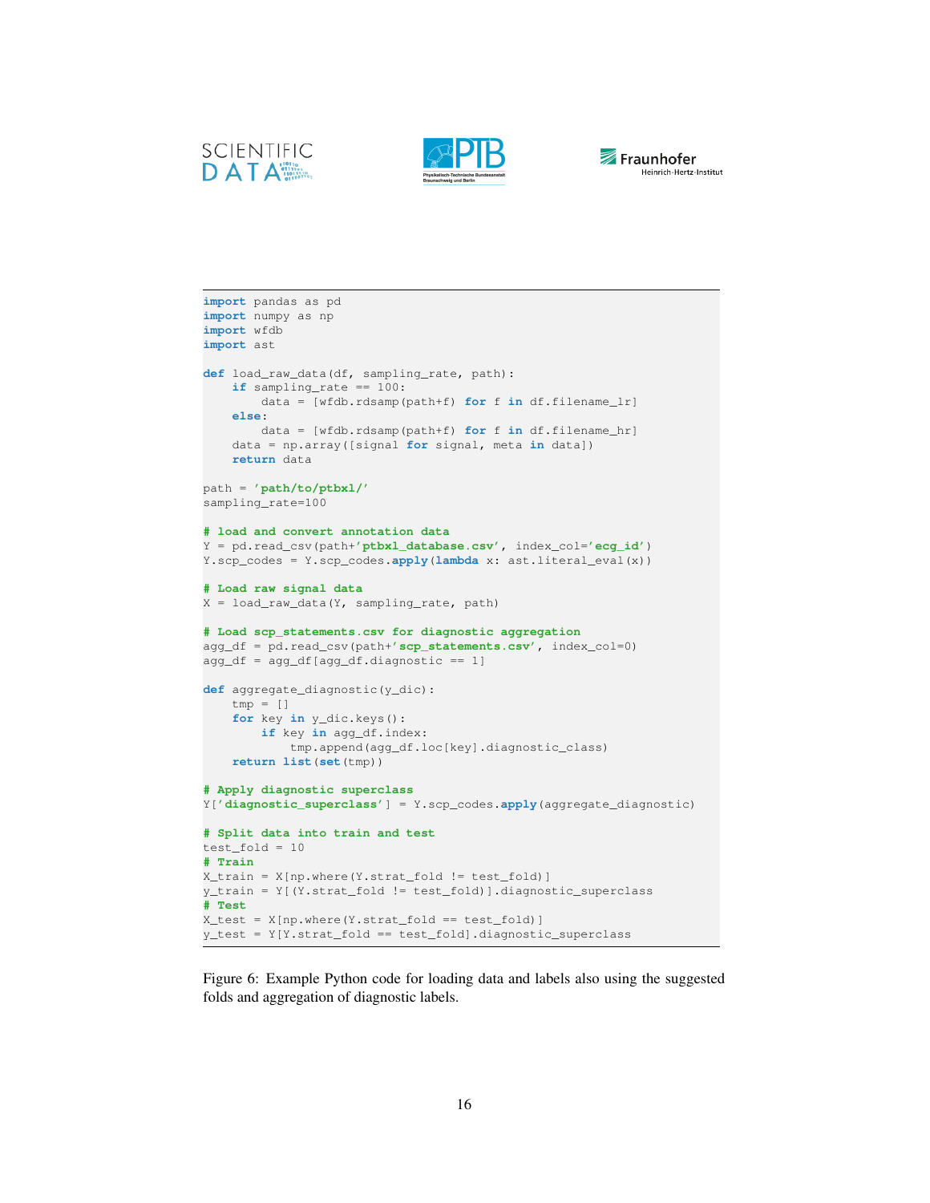```python
import pandas as pd
import numpy as np
import wfdb
import ast

def load_raw_data(df, sampling_rate, path):
    if sampling_rate == 100:
        data = [wfdb.rdsamp(path+f) for f in df.filename_lr]
    else:
        data = [wfdb.rdsamp(path+f) for f in df.filename_hr]
    data = np.array([signal for signal, meta in data])
    return data

path = 'path/to/ptbxl/'
sampling_rate=100

# load and convert annotation data
Y = pd.read_csv(path+'ptbxl_database.csv', index_col='ecg_id')
Y.scp_codes = Y.scp_codes.apply(lambda x: ast.literal_eval(x))

# Load raw signal data
X = load_raw_data(Y, sampling_rate, path)

# Load scp_statements.csv for diagnostic aggregation
agg_df = pd.read_csv(path+'scp_statements.csv', index_col=0)
agg_df = agg_df[agg_df.diagnostic == 1]

def aggregate_diagnostic(y_dic):
    tmp = []
    for key in y_dic.keys():
        if key in agg_df.index:
            tmp.append(agg_df.loc[key].diagnostic_class)
    return list(set(tmp))

# Apply diagnostic superclass
Y['diagnostic_superclass'] = Y.scp_codes.apply(aggregate_diagnostic)

# Split data into train and test
test_fold = 10
# Train
X_train = X[np.where(Y.strat_fold != test_fold)]
y_train = Y[(Y.strat_fold != test_fold)].diagnostic_superclass
# Test
X_test = X[np.where(Y.strat_fold == test_fold)]
y_test = Y[Y.strat_fold == test_fold].diagnostic_superclass
```

Figure 6: Example Python code for loading data and labels also using the suggested folds and aggregation of diagnostic labels.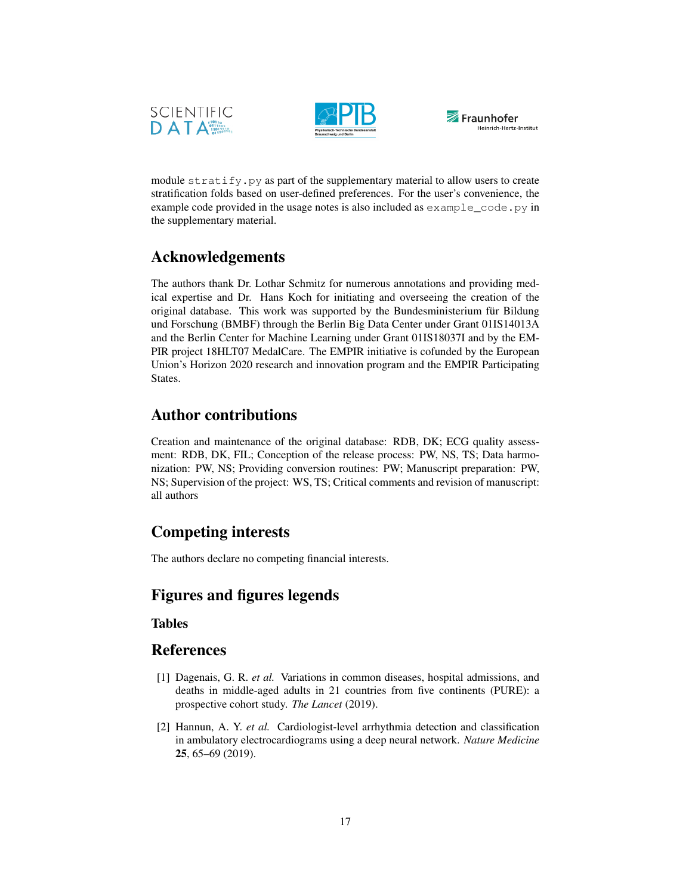module `stratify.py` as part of the supplementary material to allow users to create stratification folds based on user-defined preferences. For the user's convenience, the example code provided in the usage notes is also included as `example_code.py` in the supplementary material.

## Acknowledgements

The authors thank Dr. Lothar Schmitz for numerous annotations and providing medical expertise and Dr. Hans Koch for initiating and overseeing the creation of the original database. This work was supported by the Bundesministerium für Bildung und Forschung (BMBF) through the Berlin Big Data Center under Grant 01IS14013A and the Berlin Center for Machine Learning under Grant 01IS18037I and by the EMPIR project 18HLT07 MedalCare. The EMPIR initiative is cofunded by the European Union's Horizon 2020 research and innovation program and the EMPIR Participating States.

## Author contributions

Creation and maintenance of the original database: RDB, DK; ECG quality assessment: RDB, DK, FIL; Conception of the release process: PW, NS, TS; Data harmonization: PW, NS; Providing conversion routines: PW; Manuscript preparation: PW, NS; Supervision of the project: WS, TS; Critical comments and revision of manuscript: all authors

## Competing interests

The authors declare no competing financial interests.

## Figures and figures legends

### Tables

## References

[1] Dagenais, G. R. *et al.* Variations in common diseases, hospital admissions, and deaths in middle-aged adults in 21 countries from five continents (PURE): a prospective cohort study. *The Lancet* (2019).

[2] Hannun, A. Y. *et al.* Cardiologist-level arrhythmia detection and classification in ambulatory electrocardiograms using a deep neural network. *Nature Medicine* **25**, 65–69 (2019).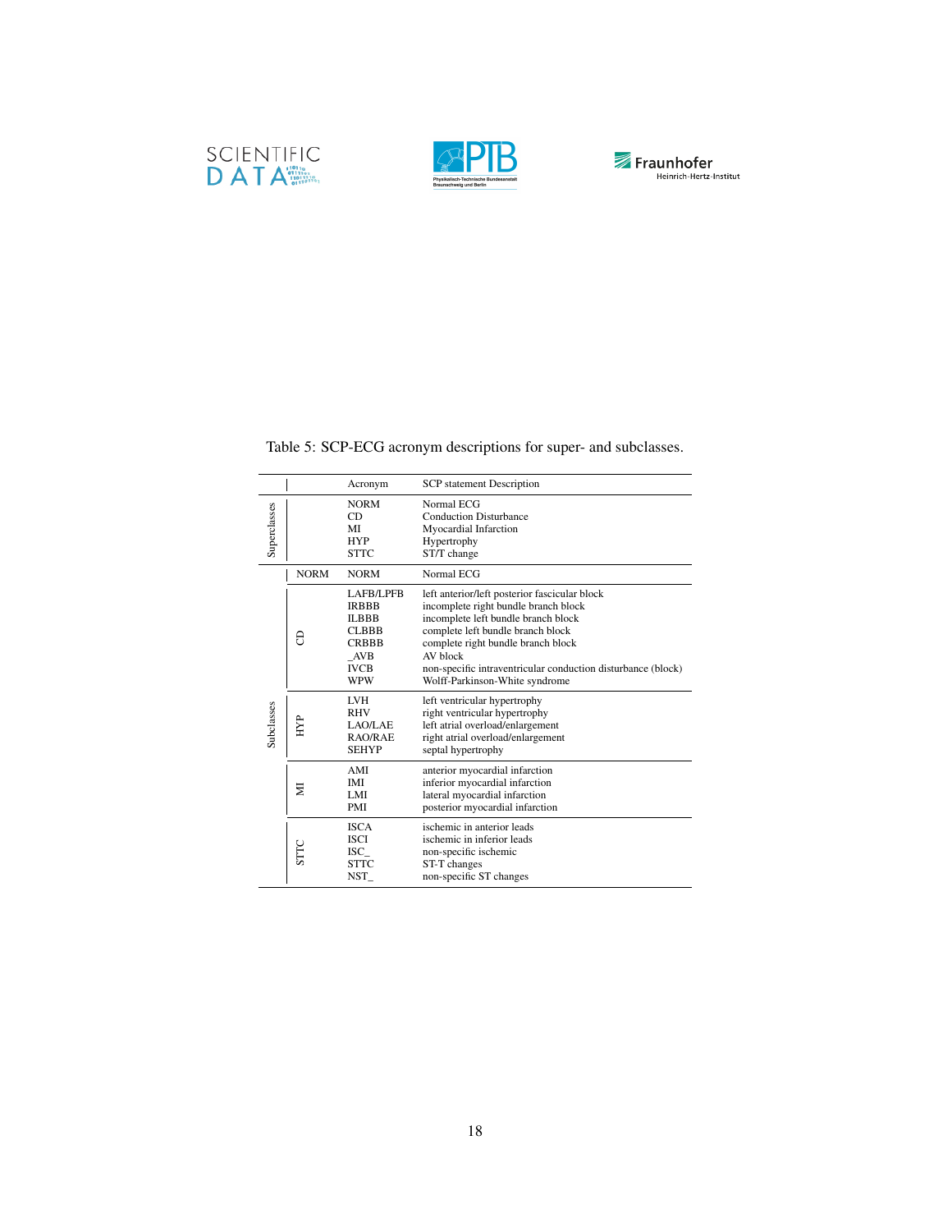Table 5: SCP-ECG acronym descriptions for super- and subclasses.

| | | Acronym | SCP statement Description |
|---|---|---|---|
| Superclasses | | NORM | Normal ECG |
| | | CD | Conduction Disturbance |
| | | MI | Myocardial Infarction |
| | | HYP | Hypertrophy |
| | | STTC | ST/T change |
| Subclasses | NORM | NORM | Normal ECG |
| | CD | LAFB/LPFB | left anterior/left posterior fascicular block |
| | | IRBBB | incomplete right bundle branch block |
| | | ILBBB | incomplete left bundle branch block |
| | | CLBBB | complete left bundle branch block |
| | | CRBBB | complete right bundle branch block |
| | | _AVB | AV block |
| | | IVCB | non-specific intraventricular conduction disturbance (block) |
| | | WPW | Wolff-Parkinson-White syndrome |
| | HYP | LVH | left ventricular hypertrophy |
| | | RHV | right ventricular hypertrophy |
| | | LAO/LAE | left atrial overload/enlargement |
| | | RAO/RAE | right atrial overload/enlargement |
| | | SEHYP | septal hypertrophy |
| | MI | AMI | anterior myocardial infarction |
| | | IMI | inferior myocardial infarction |
| | | LMI | lateral myocardial infarction |
| | | PMI | posterior myocardial infarction |
| | STTC | ISCA | ischemic in anterior leads |
| | | ISCI | ischemic in inferior leads |
| | | ISC_ | non-specific ischemic |
| | | STTC | ST-T changes |
| | | NST_ | non-specific ST changes |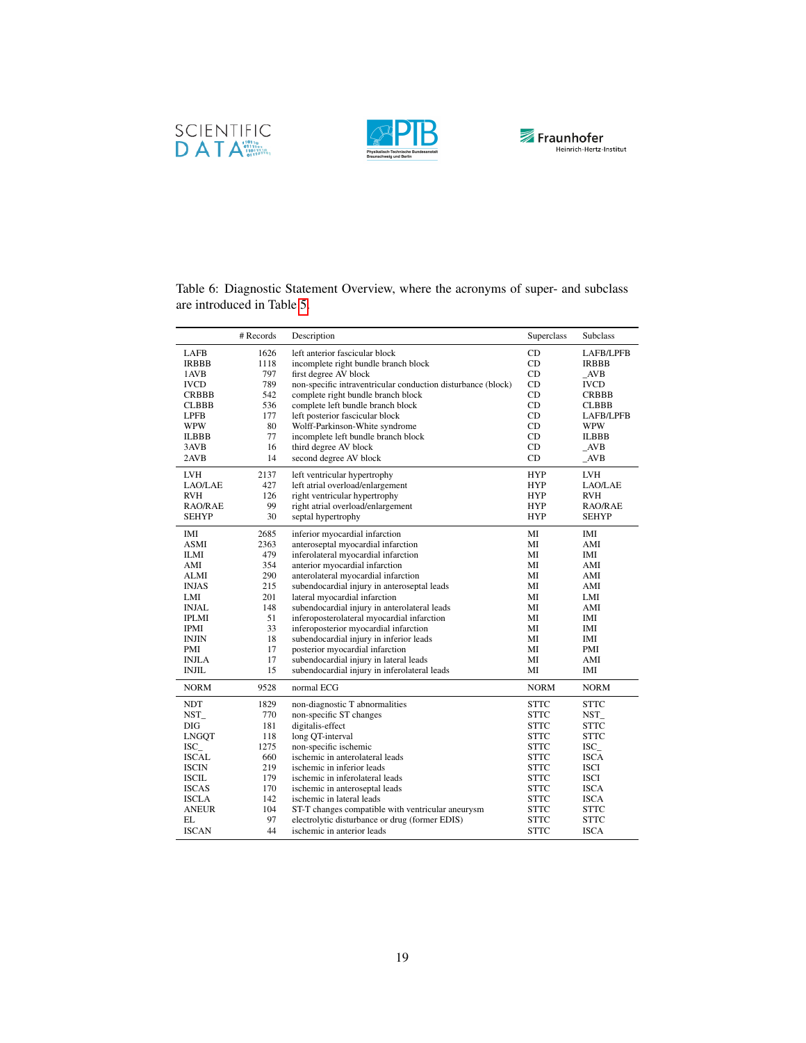Table 6: Diagnostic Statement Overview, where the acronyms of super- and subclass are introduced in Table 5.

| | # Records | Description | Superclass | Subclass |
|---|---|---|---|---|
| LAFB | 1626 | left anterior fascicular block | CD | LAFB/LPFB |
| IRBBB | 1118 | incomplete right bundle branch block | CD | IRBBB |
| 1AVB | 797 | first degree AV block | CD | _AVB |
| IVCD | 789 | non-specific intraventricular conduction disturbance (block) | CD | IVCD |
| CRBBB | 542 | complete right bundle branch block | CD | CRBBB |
| CLBBB | 536 | complete left bundle branch block | CD | CLBBB |
| LPFB | 177 | left posterior fascicular block | CD | LAFB/LPFB |
| WPW | 80 | Wolff-Parkinson-White syndrome | CD | WPW |
| ILBBB | 77 | incomplete left bundle branch block | CD | ILBBB |
| 3AVB | 16 | third degree AV block | CD | _AVB |
| 2AVB | 14 | second degree AV block | CD | _AVB |
| LVH | 2137 | left ventricular hypertrophy | HYP | LVH |
| LAO/LAE | 427 | left atrial overload/enlargement | HYP | LAO/LAE |
| RVH | 126 | right ventricular hypertrophy | HYP | RVH |
| RAO/RAE | 99 | right atrial overload/enlargement | HYP | RAO/RAE |
| SEHYP | 30 | septal hypertrophy | HYP | SEHYP |
| IMI | 2685 | inferior myocardial infarction | MI | IMI |
| ASMI | 2363 | anteroseptal myocardial infarction | MI | AMI |
| ILMI | 479 | inferolateral myocardial infarction | MI | IMI |
| AMI | 354 | anterior myocardial infarction | MI | AMI |
| ALMI | 290 | anterolateral myocardial infarction | MI | AMI |
| INJAS | 215 | subendocardial injury in anteroseptal leads | MI | AMI |
| LMI | 201 | lateral myocardial infarction | MI | LMI |
| INJAL | 148 | subendocardial injury in anterolateral leads | MI | AMI |
| IPLMI | 51 | inferoposterolateral myocardial infarction | MI | IMI |
| IPMI | 33 | inferoposterior myocardial infarction | MI | IMI |
| INJIN | 18 | subendocardial injury in inferior leads | MI | IMI |
| PMI | 17 | posterior myocardial infarction | MI | PMI |
| INJLA | 17 | subendocardial injury in lateral leads | MI | AMI |
| INJIL | 15 | subendocardial injury in inferolateral leads | MI | IMI |
| NORM | 9528 | normal ECG | NORM | NORM |
| NDT | 1829 | non-diagnostic T abnormalities | STTC | STTC |
| NST_ | 770 | non-specific ST changes | STTC | NST_ |
| DIG | 181 | digitalis-effect | STTC | STTC |
| LNGQT | 118 | long QT-interval | STTC | STTC |
| ISC_ | 1275 | non-specific ischemic | STTC | ISC_ |
| ISCAL | 660 | ischemic in anterolateral leads | STTC | ISCA |
| ISCIN | 219 | ischemic in inferior leads | STTC | ISCI |
| ISCIL | 179 | ischemic in inferolateral leads | STTC | ISCI |
| ISCAS | 170 | ischemic in anteroseptal leads | STTC | ISCA |
| ISCLA | 142 | ischemic in lateral leads | STTC | ISCA |
| ANEUR | 104 | ST-T changes compatible with ventricular aneurysm | STTC | STTC |
| EL | 97 | electrolytic disturbance or drug (former EDIS) | STTC | STTC |
| ISCAN | 44 | ischemic in anterior leads | STTC | ISCA |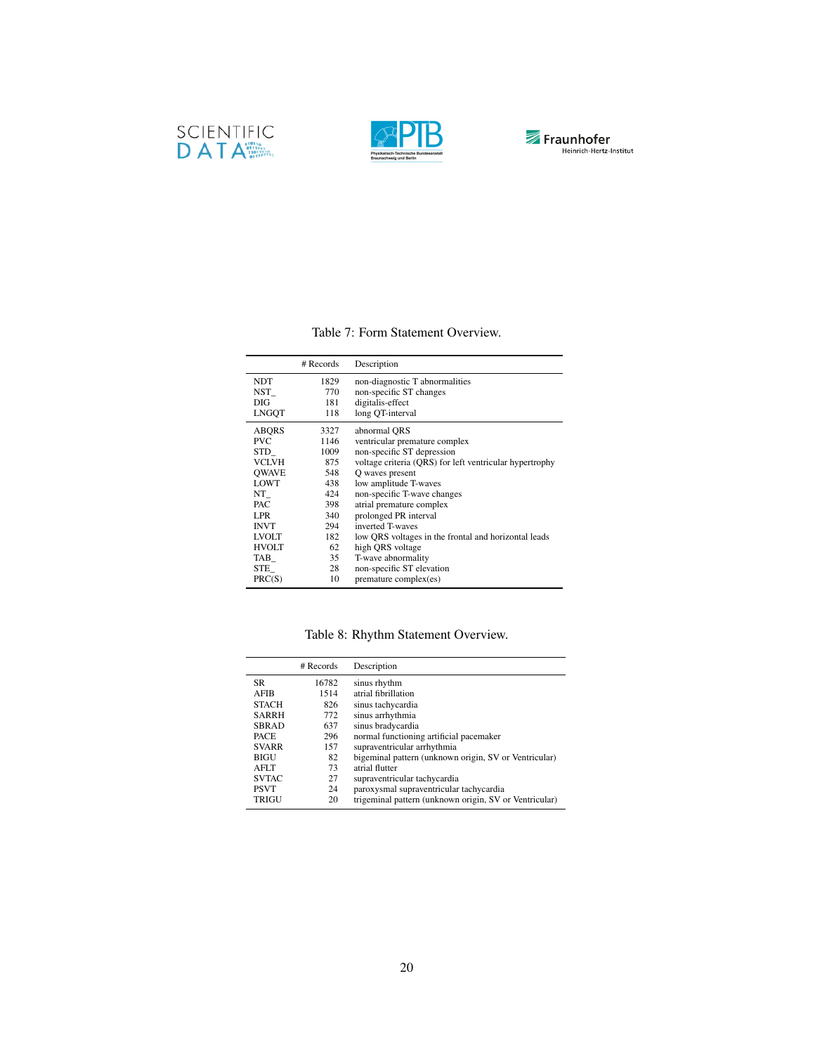Table 7: Form Statement Overview.

| | # Records | Description |
|---|---|---|
| NDT | 1829 | non-diagnostic T abnormalities |
| NST_ | 770 | non-specific ST changes |
| DIG | 181 | digitalis-effect |
| LNGQT | 118 | long QT-interval |
| ABQRS | 3327 | abnormal QRS |
| PVC | 1146 | ventricular premature complex |
| STD_ | 1009 | non-specific ST depression |
| VCLVH | 875 | voltage criteria (QRS) for left ventricular hypertrophy |
| QWAVE | 548 | Q waves present |
| LOWT | 438 | low amplitude T-waves |
| NT_ | 424 | non-specific T-wave changes |
| PAC | 398 | atrial premature complex |
| LPR | 340 | prolonged PR interval |
| INVT | 294 | inverted T-waves |
| LVOLT | 182 | low QRS voltages in the frontal and horizontal leads |
| HVOLT | 62 | high QRS voltage |
| TAB_ | 35 | T-wave abnormality |
| STE_ | 28 | non-specific ST elevation |
| PRC(S) | 10 | premature complex(es) |

Table 8: Rhythm Statement Overview.

| | # Records | Description |
|---|---|---|
| SR | 16782 | sinus rhythm |
| AFIB | 1514 | atrial fibrillation |
| STACH | 826 | sinus tachycardia |
| SARRH | 772 | sinus arrhythmia |
| SBRAD | 637 | sinus bradycardia |
| PACE | 296 | normal functioning artificial pacemaker |
| SVARR | 157 | supraventricular arrhythmia |
| BIGU | 82 | bigeminal pattern (unknown origin, SV or Ventricular) |
| AFLT | 73 | atrial flutter |
| SVTAC | 27 | supraventricular tachycardia |
| PSVT | 24 | paroxysmal supraventricular tachycardia |
| TRIGU | 20 | trigeminal pattern (unknown origin, SV or Ventricular) |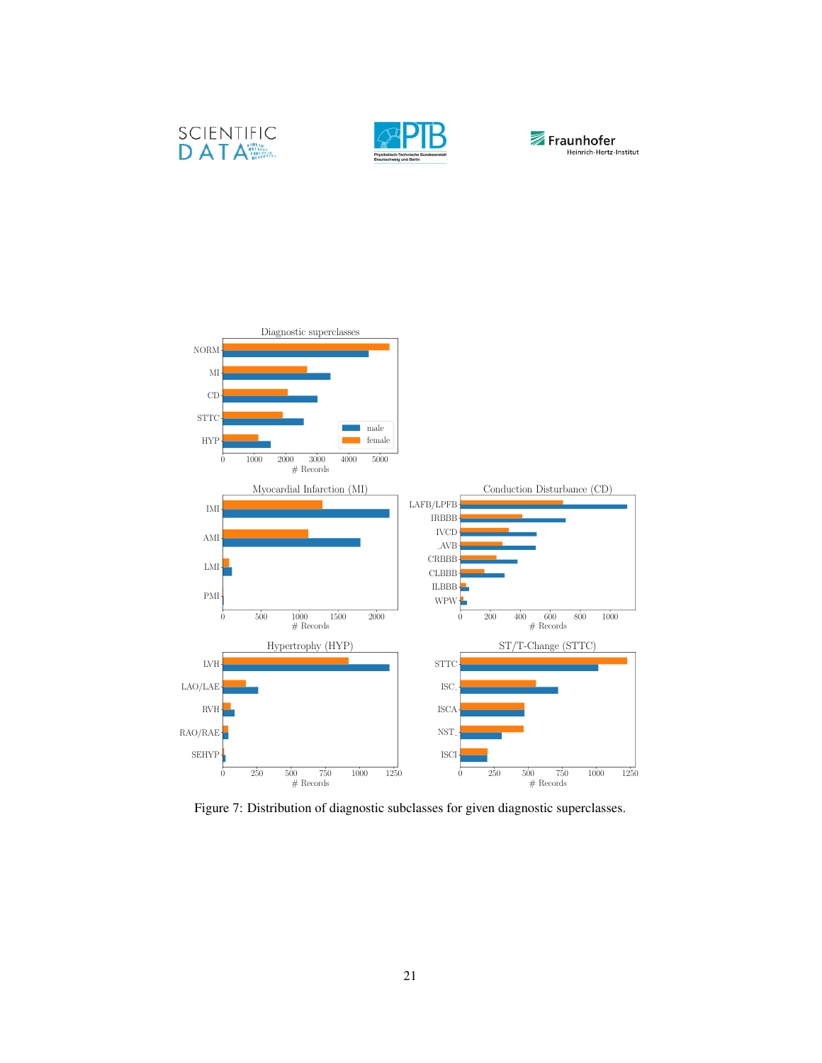Figure 7: Distribution of diagnostic subclasses for given diagnostic superclasses.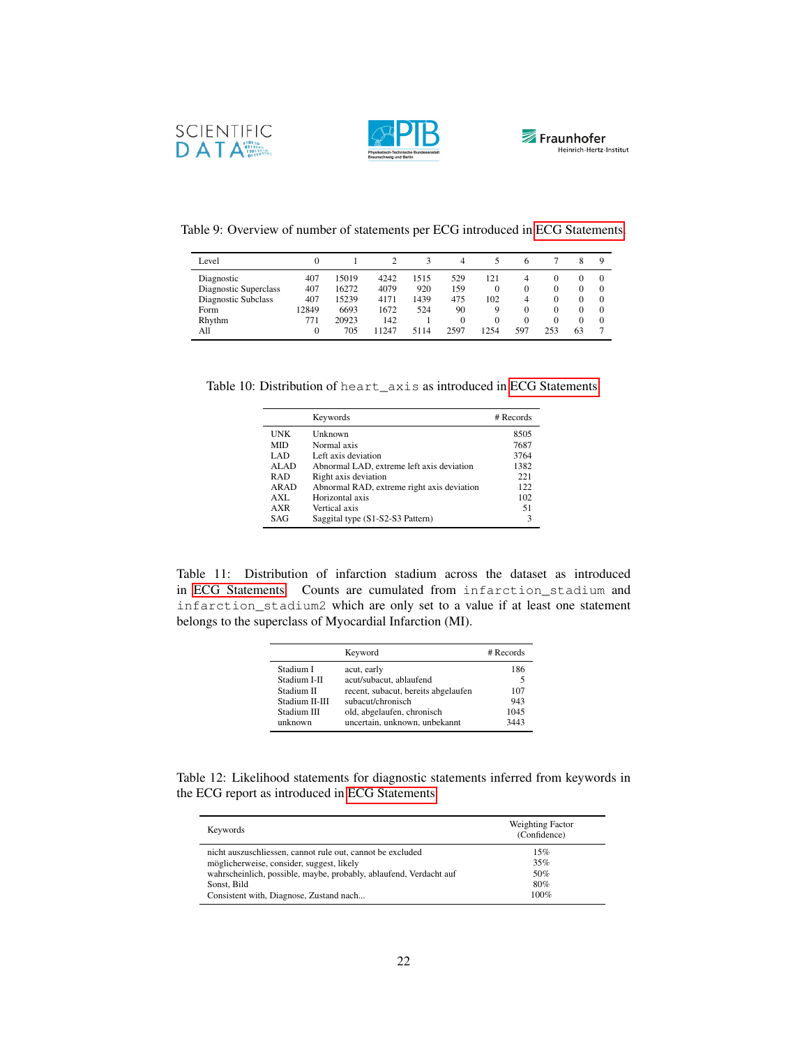Table 9: Overview of number of statements per ECG introduced in ECG Statements.

| Level | 0 | 1 | 2 | 3 | 4 | 5 | 6 | 7 | 8 | 9 |
|---|---|---|---|---|---|---|---|---|---|---|
| Diagnostic | 407 | 15019 | 4242 | 1515 | 529 | 121 | 4 | 0 | 0 | 0 |
| Diagnostic Superclass | 407 | 16272 | 4079 | 920 | 159 | 0 | 0 | 0 | 0 | 0 |
| Diagnostic Subclass | 407 | 15239 | 4171 | 1439 | 475 | 102 | 4 | 0 | 0 | 0 |
| Form | 12849 | 6693 | 1672 | 524 | 90 | 9 | 0 | 0 | 0 | 0 |
| Rhythm | 771 | 20923 | 142 | 1 | 0 | 0 | 0 | 0 | 0 | 0 |
| All | 0 | 705 | 11247 | 5114 | 2597 | 1254 | 597 | 253 | 63 | 7 |

Table 10: Distribution of `heart_axis` as introduced in ECG Statements.

| | Keywords | # Records |
|---|---|---|
| UNK | Unknown | 8505 |
| MID | Normal axis | 7687 |
| LAD | Left axis deviation | 3764 |
| ALAD | Abnormal LAD, extreme left axis deviation | 1382 |
| RAD | Right axis deviation | 221 |
| ARAD | Abnormal RAD, extreme right axis deviation | 122 |
| AXL | Horizontal axis | 102 |
| AXR | Vertical axis | 51 |
| SAG | Saggital type (S1-S2-S3 Pattern) | 3 |

Table 11: Distribution of infarction stadium across the dataset as introduced in ECG Statements. Counts are cumulated from `infarction_stadium` and `infarction_stadium2` which are only set to a value if at least one statement belongs to the superclass of Myocardial Infarction (MI).

| | Keyword | # Records |
|---|---|---|
| Stadium I | acut, early | 186 |
| Stadium I-II | acut/subacut, ablaufend | 5 |
| Stadium II | recent, subacut, bereits abgelaufen | 107 |
| Stadium II-III | subacut/chronisch | 943 |
| Stadium III | old, abgelaufen, chronisch | 1045 |
| unknown | uncertain, unknown, unbekannt | 3443 |

Table 12: Likelihood statements for diagnostic statements inferred from keywords in the ECG report as introduced in ECG Statements.

| Keywords | Weighting Factor (Confidence) |
|---|---|
| nicht auszuschliessen, cannot rule out, cannot be excluded | 15% |
| möglicherweise, consider, suggest, likely | 35% |
| wahrscheinlich, possible, maybe, probably, ablaufend, Verdacht auf | 50% |
| Sonst, Bild | 80% |
| Consistent with, Diagnose, Zustand nach... | 100% |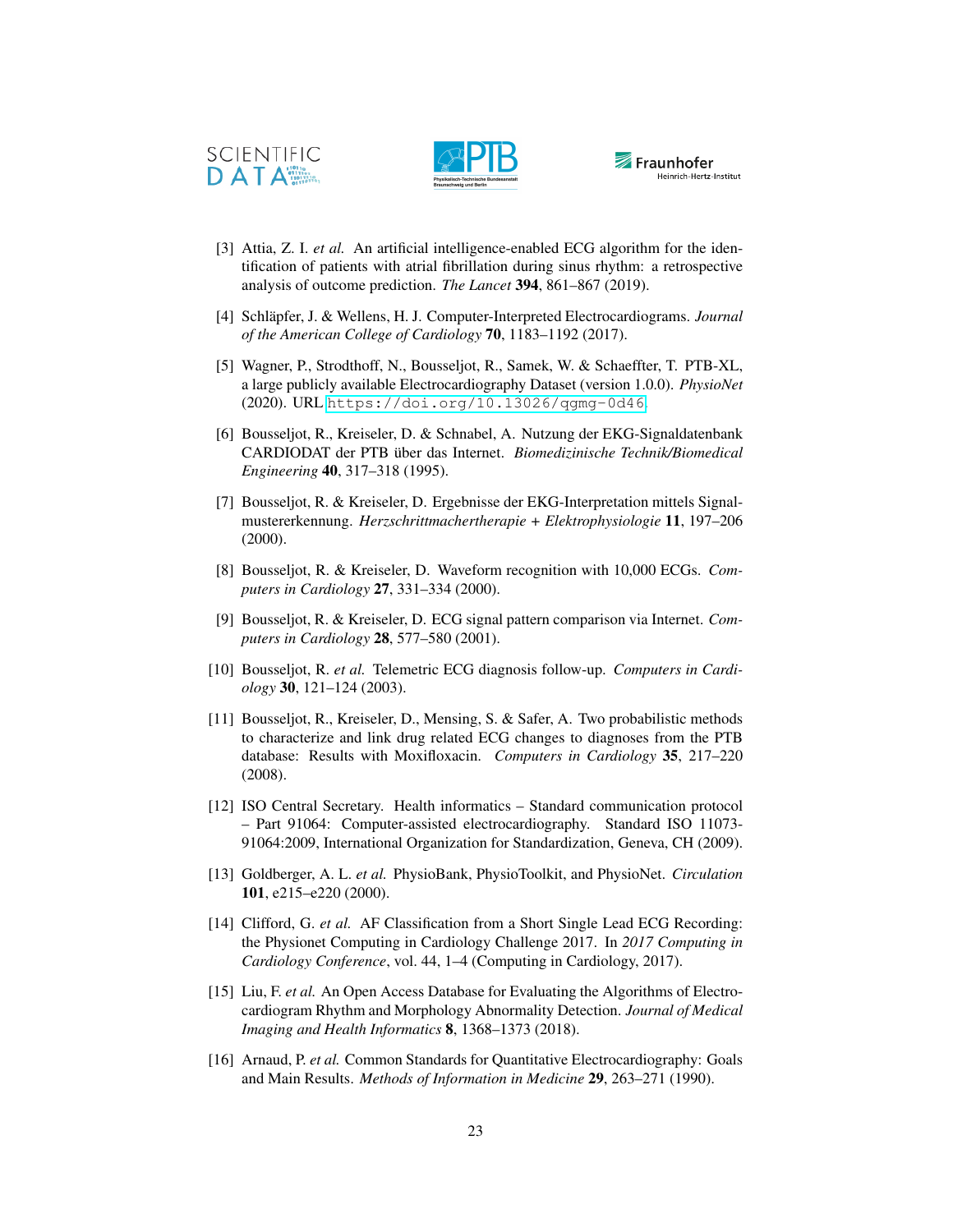[3] Attia, Z. I. *et al.* An artificial intelligence-enabled ECG algorithm for the identification of patients with atrial fibrillation during sinus rhythm: a retrospective analysis of outcome prediction. *The Lancet* **394**, 861–867 (2019).

[4] Schläpfer, J. & Wellens, H. J. Computer-Interpreted Electrocardiograms. *Journal of the American College of Cardiology* **70**, 1183–1192 (2017).

[5] Wagner, P., Strodthoff, N., Bousseljot, R., Samek, W. & Schaeffter, T. PTB-XL, a large publicly available Electrocardiography Dataset (version 1.0.0). *PhysioNet* (2020). URL `https://doi.org/10.13026/qgmg-0d46`.

[6] Bousseljot, R., Kreiseler, D. & Schnabel, A. Nutzung der EKG-Signaldatenbank CARDIODAT der PTB über das Internet. *Biomedizinische Technik/Biomedical Engineering* **40**, 317–318 (1995).

[7] Bousseljot, R. & Kreiseler, D. Ergebnisse der EKG-Interpretation mittels Signalmustererkennung. *Herzschrittmachertherapie + Elektrophysiologie* **11**, 197–206 (2000).

[8] Bousseljot, R. & Kreiseler, D. Waveform recognition with 10,000 ECGs. *Computers in Cardiology* **27**, 331–334 (2000).

[9] Bousseljot, R. & Kreiseler, D. ECG signal pattern comparison via Internet. *Computers in Cardiology* **28**, 577–580 (2001).

[10] Bousseljot, R. *et al.* Telemetric ECG diagnosis follow-up. *Computers in Cardiology* **30**, 121–124 (2003).

[11] Bousseljot, R., Kreiseler, D., Mensing, S. & Safer, A. Two probabilistic methods to characterize and link drug related ECG changes to diagnoses from the PTB database: Results with Moxifloxacin. *Computers in Cardiology* **35**, 217–220 (2008).

[12] ISO Central Secretary. Health informatics – Standard communication protocol – Part 91064: Computer-assisted electrocardiography. Standard ISO 11073-91064:2009, International Organization for Standardization, Geneva, CH (2009).

[13] Goldberger, A. L. *et al.* PhysioBank, PhysioToolkit, and PhysioNet. *Circulation* **101**, e215–e220 (2000).

[14] Clifford, G. *et al.* AF Classification from a Short Single Lead ECG Recording: the Physionet Computing in Cardiology Challenge 2017. In *2017 Computing in Cardiology Conference*, vol. 44, 1–4 (Computing in Cardiology, 2017).

[15] Liu, F. *et al.* An Open Access Database for Evaluating the Algorithms of Electrocardiogram Rhythm and Morphology Abnormality Detection. *Journal of Medical Imaging and Health Informatics* **8**, 1368–1373 (2018).

[16] Arnaud, P. *et al.* Common Standards for Quantitative Electrocardiography: Goals and Main Results. *Methods of Information in Medicine* **29**, 263–271 (1990).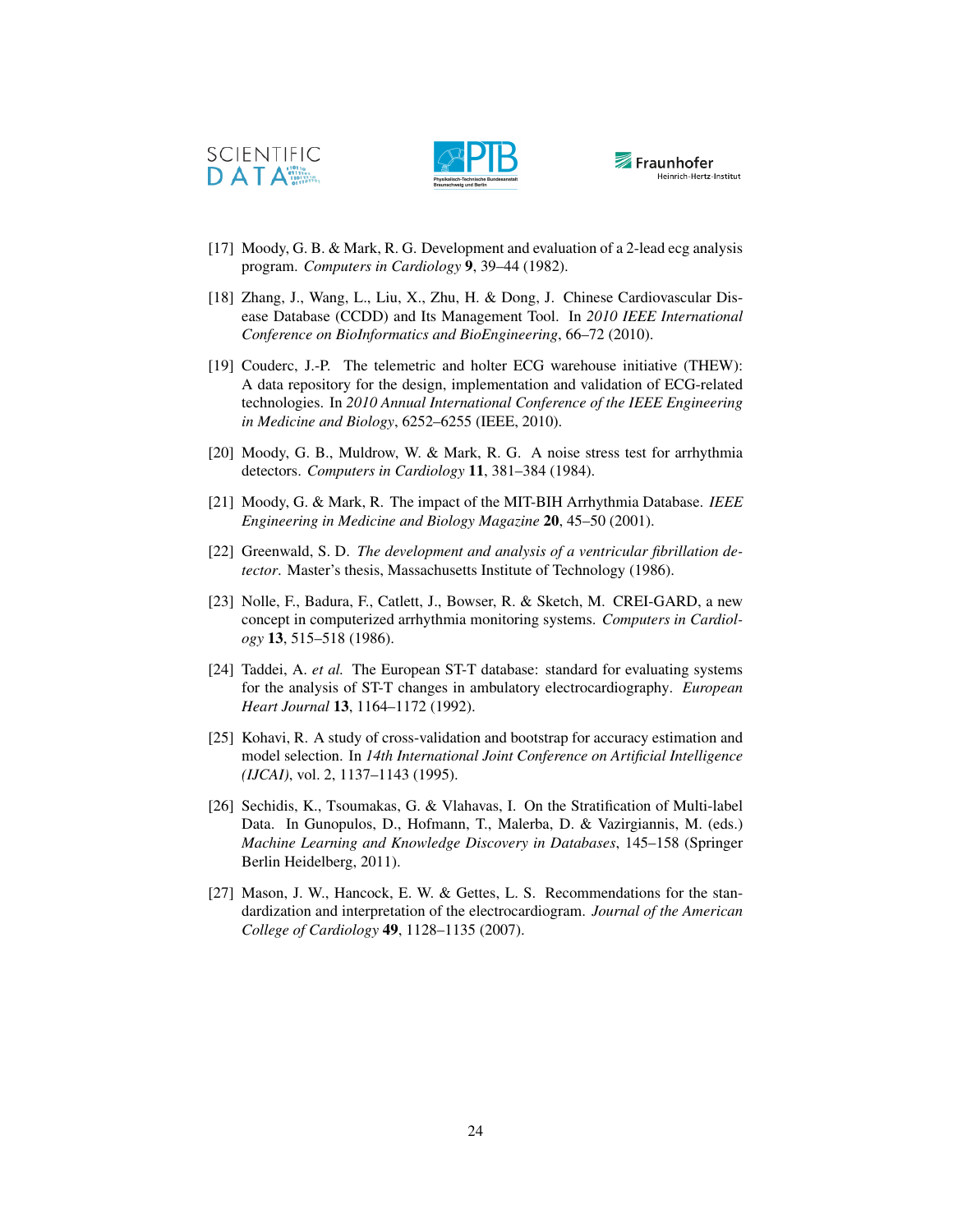[17] Moody, G. B. & Mark, R. G. Development and evaluation of a 2-lead ecg analysis program. *Computers in Cardiology* **9**, 39–44 (1982).

[18] Zhang, J., Wang, L., Liu, X., Zhu, H. & Dong, J. Chinese Cardiovascular Disease Database (CCDD) and Its Management Tool. In *2010 IEEE International Conference on BioInformatics and BioEngineering*, 66–72 (2010).

[19] Couderc, J.-P. The telemetric and holter ECG warehouse initiative (THEW): A data repository for the design, implementation and validation of ECG-related technologies. In *2010 Annual International Conference of the IEEE Engineering in Medicine and Biology*, 6252–6255 (IEEE, 2010).

[20] Moody, G. B., Muldrow, W. & Mark, R. G. A noise stress test for arrhythmia detectors. *Computers in Cardiology* **11**, 381–384 (1984).

[21] Moody, G. & Mark, R. The impact of the MIT-BIH Arrhythmia Database. *IEEE Engineering in Medicine and Biology Magazine* **20**, 45–50 (2001).

[22] Greenwald, S. D. *The development and analysis of a ventricular fibrillation detector*. Master's thesis, Massachusetts Institute of Technology (1986).

[23] Nolle, F., Badura, F., Catlett, J., Bowser, R. & Sketch, M. CREI-GARD, a new concept in computerized arrhythmia monitoring systems. *Computers in Cardiology* **13**, 515–518 (1986).

[24] Taddei, A. *et al.* The European ST-T database: standard for evaluating systems for the analysis of ST-T changes in ambulatory electrocardiography. *European Heart Journal* **13**, 1164–1172 (1992).

[25] Kohavi, R. A study of cross-validation and bootstrap for accuracy estimation and model selection. In *14th International Joint Conference on Artificial Intelligence (IJCAI)*, vol. 2, 1137–1143 (1995).

[26] Sechidis, K., Tsoumakas, G. & Vlahavas, I. On the Stratification of Multi-label Data. In Gunopulos, D., Hofmann, T., Malerba, D. & Vazirgiannis, M. (eds.) *Machine Learning and Knowledge Discovery in Databases*, 145–158 (Springer Berlin Heidelberg, 2011).

[27] Mason, J. W., Hancock, E. W. & Gettes, L. S. Recommendations for the standardization and interpretation of the electrocardiogram. *Journal of the American College of Cardiology* **49**, 1128–1135 (2007).